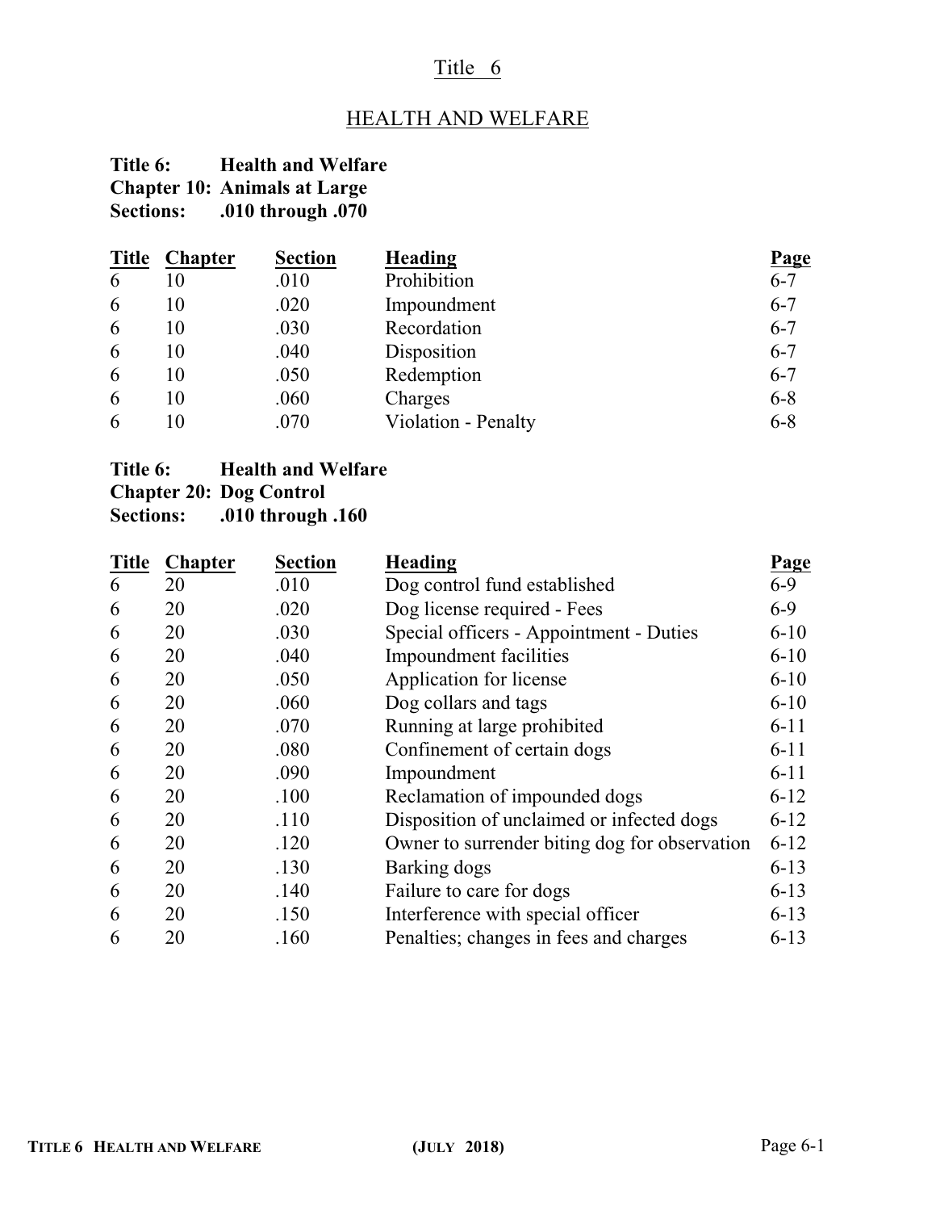# Title 6

## HEALTH AND WELFARE

**Title 6: Health and Welfare**
**Chapter 10: Animals at Large**
**Sections: .010 through .070**

| Title | Chapter | Section | Heading | Page |
|---|---|---|---|---|
| 6 | 10 | .010 | Prohibition | 6-7 |
| 6 | 10 | .020 | Impoundment | 6-7 |
| 6 | 10 | .030 | Recordation | 6-7 |
| 6 | 10 | .040 | Disposition | 6-7 |
| 6 | 10 | .050 | Redemption | 6-7 |
| 6 | 10 | .060 | Charges | 6-8 |
| 6 | 10 | .070 | Violation - Penalty | 6-8 |

**Title 6: Health and Welfare**
**Chapter 20: Dog Control**
**Sections: .010 through .160**

| Title | Chapter | Section | Heading | Page |
|---|---|---|---|---|
| 6 | 20 | .010 | Dog control fund established | 6-9 |
| 6 | 20 | .020 | Dog license required - Fees | 6-9 |
| 6 | 20 | .030 | Special officers - Appointment - Duties | 6-10 |
| 6 | 20 | .040 | Impoundment facilities | 6-10 |
| 6 | 20 | .050 | Application for license | 6-10 |
| 6 | 20 | .060 | Dog collars and tags | 6-10 |
| 6 | 20 | .070 | Running at large prohibited | 6-11 |
| 6 | 20 | .080 | Confinement of certain dogs | 6-11 |
| 6 | 20 | .090 | Impoundment | 6-11 |
| 6 | 20 | .100 | Reclamation of impounded dogs | 6-12 |
| 6 | 20 | .110 | Disposition of unclaimed or infected dogs | 6-12 |
| 6 | 20 | .120 | Owner to surrender biting dog for observation | 6-12 |
| 6 | 20 | .130 | Barking dogs | 6-13 |
| 6 | 20 | .140 | Failure to care for dogs | 6-13 |
| 6 | 20 | .150 | Interference with special officer | 6-13 |
| 6 | 20 | .160 | Penalties; changes in fees and charges | 6-13 |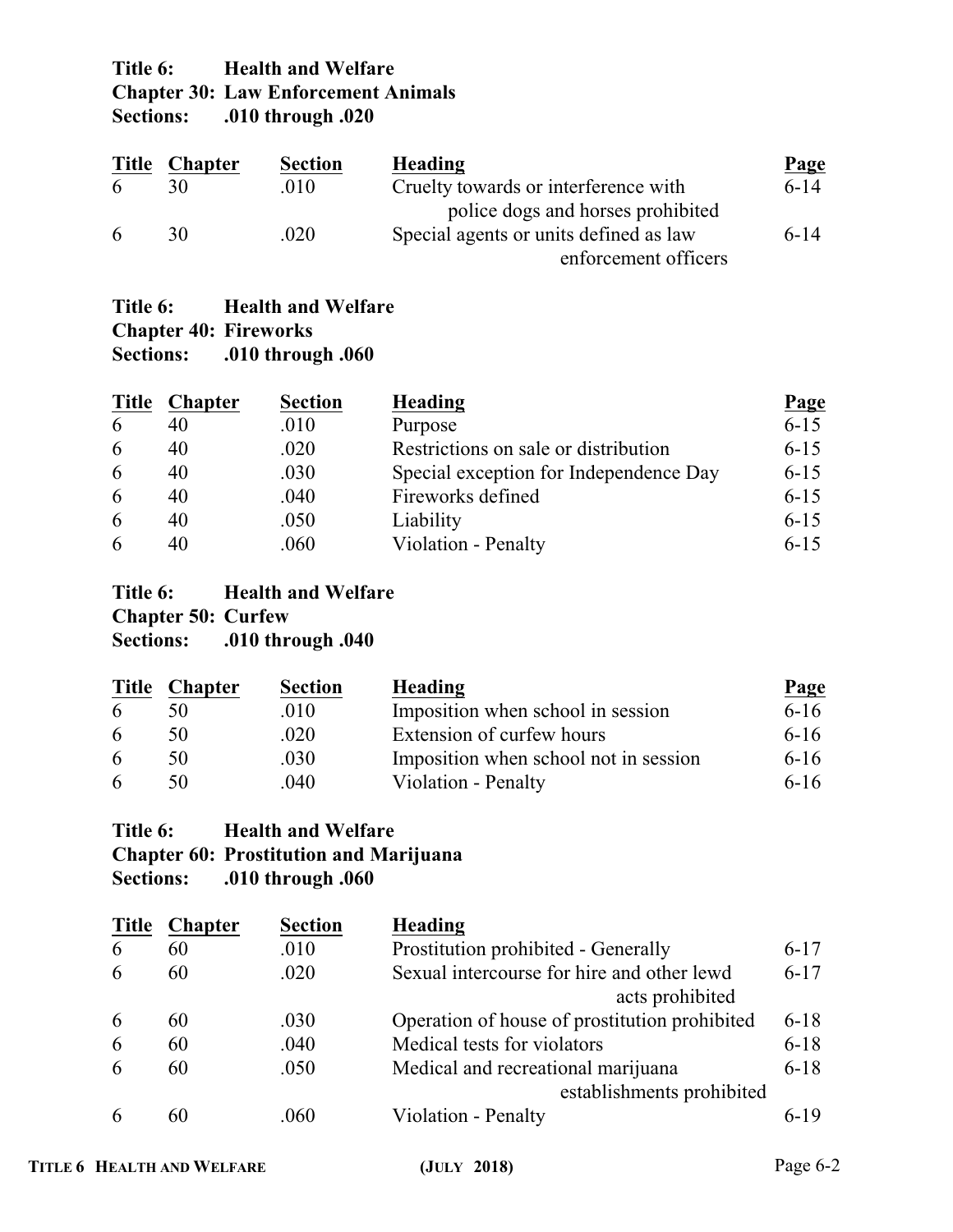**Title 6: Health and Welfare**
**Chapter 30: Law Enforcement Animals**
**Sections: .010 through .020**

| Title | Chapter | Section | Heading | Page |
|---|---|---|---|---|
| 6 | 30 | .010 | Cruelty towards or interference with police dogs and horses prohibited | 6-14 |
| 6 | 30 | .020 | Special agents or units defined as law enforcement officers | 6-14 |

**Title 6: Health and Welfare**
**Chapter 40: Fireworks**
**Sections: .010 through .060**

| Title | Chapter | Section | Heading | Page |
|---|---|---|---|---|
| 6 | 40 | .010 | Purpose | 6-15 |
| 6 | 40 | .020 | Restrictions on sale or distribution | 6-15 |
| 6 | 40 | .030 | Special exception for Independence Day | 6-15 |
| 6 | 40 | .040 | Fireworks defined | 6-15 |
| 6 | 40 | .050 | Liability | 6-15 |
| 6 | 40 | .060 | Violation - Penalty | 6-15 |

**Title 6: Health and Welfare**
**Chapter 50: Curfew**
**Sections: .010 through .040**

| Title | Chapter | Section | Heading | Page |
|---|---|---|---|---|
| 6 | 50 | .010 | Imposition when school in session | 6-16 |
| 6 | 50 | .020 | Extension of curfew hours | 6-16 |
| 6 | 50 | .030 | Imposition when school not in session | 6-16 |
| 6 | 50 | .040 | Violation - Penalty | 6-16 |

**Title 6: Health and Welfare**
**Chapter 60: Prostitution and Marijuana**
**Sections: .010 through .060**

| Title | Chapter | Section | Heading | |
|---|---|---|---|---|
| 6 | 60 | .010 | Prostitution prohibited - Generally | 6-17 |
| 6 | 60 | .020 | Sexual intercourse for hire and other lewd acts prohibited | 6-17 |
| 6 | 60 | .030 | Operation of house of prostitution prohibited | 6-18 |
| 6 | 60 | .040 | Medical tests for violators | 6-18 |
| 6 | 60 | .050 | Medical and recreational marijuana establishments prohibited | 6-18 |
| 6 | 60 | .060 | Violation - Penalty | 6-19 |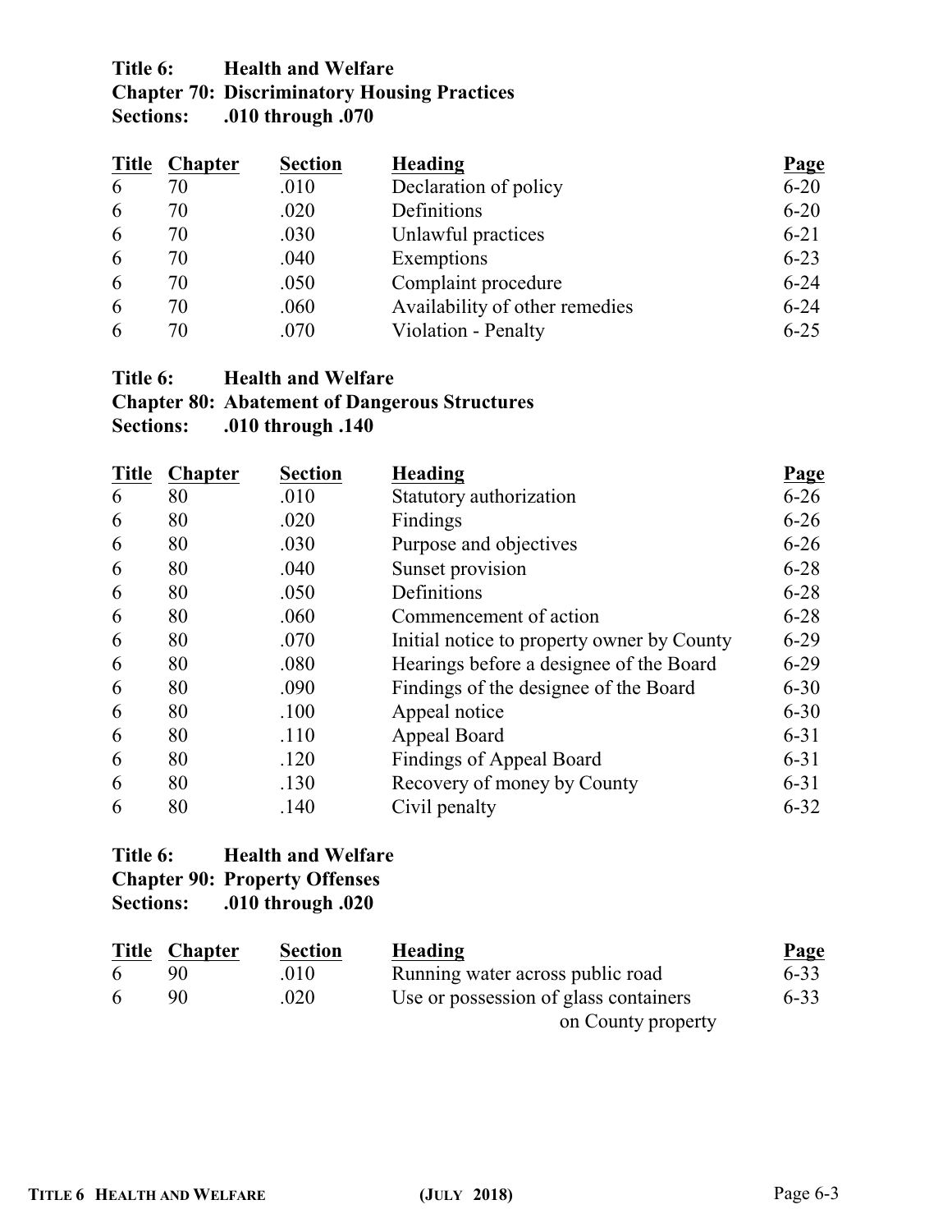**Title 6: Health and Welfare**
**Chapter 70: Discriminatory Housing Practices**
**Sections: .010 through .070**

| Title | Chapter | Section | Heading | Page |
|---|---|---|---|---|
| 6 | 70 | .010 | Declaration of policy | 6-20 |
| 6 | 70 | .020 | Definitions | 6-20 |
| 6 | 70 | .030 | Unlawful practices | 6-21 |
| 6 | 70 | .040 | Exemptions | 6-23 |
| 6 | 70 | .050 | Complaint procedure | 6-24 |
| 6 | 70 | .060 | Availability of other remedies | 6-24 |
| 6 | 70 | .070 | Violation - Penalty | 6-25 |

**Title 6: Health and Welfare**
**Chapter 80: Abatement of Dangerous Structures**
**Sections: .010 through .140**

| Title | Chapter | Section | Heading | Page |
|---|---|---|---|---|
| 6 | 80 | .010 | Statutory authorization | 6-26 |
| 6 | 80 | .020 | Findings | 6-26 |
| 6 | 80 | .030 | Purpose and objectives | 6-26 |
| 6 | 80 | .040 | Sunset provision | 6-28 |
| 6 | 80 | .050 | Definitions | 6-28 |
| 6 | 80 | .060 | Commencement of action | 6-28 |
| 6 | 80 | .070 | Initial notice to property owner by County | 6-29 |
| 6 | 80 | .080 | Hearings before a designee of the Board | 6-29 |
| 6 | 80 | .090 | Findings of the designee of the Board | 6-30 |
| 6 | 80 | .100 | Appeal notice | 6-30 |
| 6 | 80 | .110 | Appeal Board | 6-31 |
| 6 | 80 | .120 | Findings of Appeal Board | 6-31 |
| 6 | 80 | .130 | Recovery of money by County | 6-31 |
| 6 | 80 | .140 | Civil penalty | 6-32 |

**Title 6: Health and Welfare**
**Chapter 90: Property Offenses**
**Sections: .010 through .020**

| Title | Chapter | Section | Heading | Page |
|---|---|---|---|---|
| 6 | 90 | .010 | Running water across public road | 6-33 |
| 6 | 90 | .020 | Use or possession of glass containers on County property | 6-33 |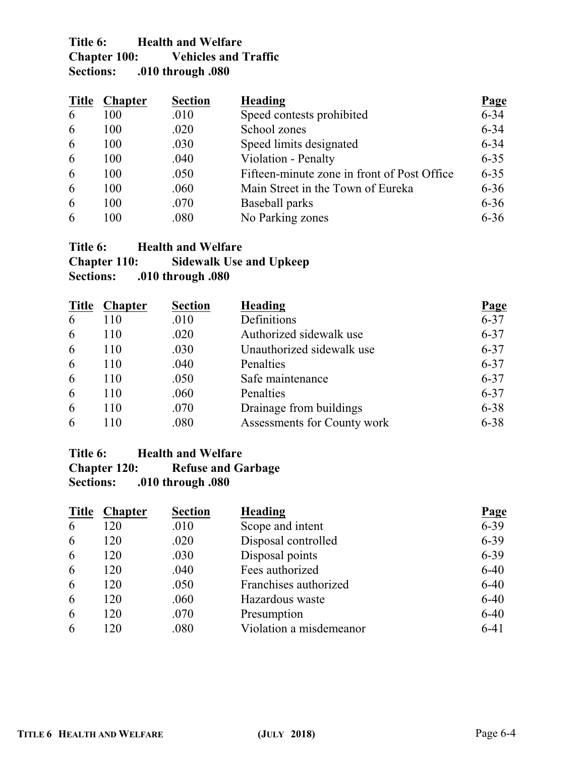**Title 6: Health and Welfare**
**Chapter 100: Vehicles and Traffic**
**Sections: .010 through .080**

| Title | Chapter | Section | Heading | Page |
|---|---|---|---|---|
| 6 | 100 | .010 | Speed contests prohibited | 6-34 |
| 6 | 100 | .020 | School zones | 6-34 |
| 6 | 100 | .030 | Speed limits designated | 6-34 |
| 6 | 100 | .040 | Violation - Penalty | 6-35 |
| 6 | 100 | .050 | Fifteen-minute zone in front of Post Office | 6-35 |
| 6 | 100 | .060 | Main Street in the Town of Eureka | 6-36 |
| 6 | 100 | .070 | Baseball parks | 6-36 |
| 6 | 100 | .080 | No Parking zones | 6-36 |

**Title 6: Health and Welfare**
**Chapter 110: Sidewalk Use and Upkeep**
**Sections: .010 through .080**

| Title | Chapter | Section | Heading | Page |
|---|---|---|---|---|
| 6 | 110 | .010 | Definitions | 6-37 |
| 6 | 110 | .020 | Authorized sidewalk use | 6-37 |
| 6 | 110 | .030 | Unauthorized sidewalk use | 6-37 |
| 6 | 110 | .040 | Penalties | 6-37 |
| 6 | 110 | .050 | Safe maintenance | 6-37 |
| 6 | 110 | .060 | Penalties | 6-37 |
| 6 | 110 | .070 | Drainage from buildings | 6-38 |
| 6 | 110 | .080 | Assessments for County work | 6-38 |

**Title 6: Health and Welfare**
**Chapter 120: Refuse and Garbage**
**Sections: .010 through .080**

| Title | Chapter | Section | Heading | Page |
|---|---|---|---|---|
| 6 | 120 | .010 | Scope and intent | 6-39 |
| 6 | 120 | .020 | Disposal controlled | 6-39 |
| 6 | 120 | .030 | Disposal points | 6-39 |
| 6 | 120 | .040 | Fees authorized | 6-40 |
| 6 | 120 | .050 | Franchises authorized | 6-40 |
| 6 | 120 | .060 | Hazardous waste | 6-40 |
| 6 | 120 | .070 | Presumption | 6-40 |
| 6 | 120 | .080 | Violation a misdemeanor | 6-41 |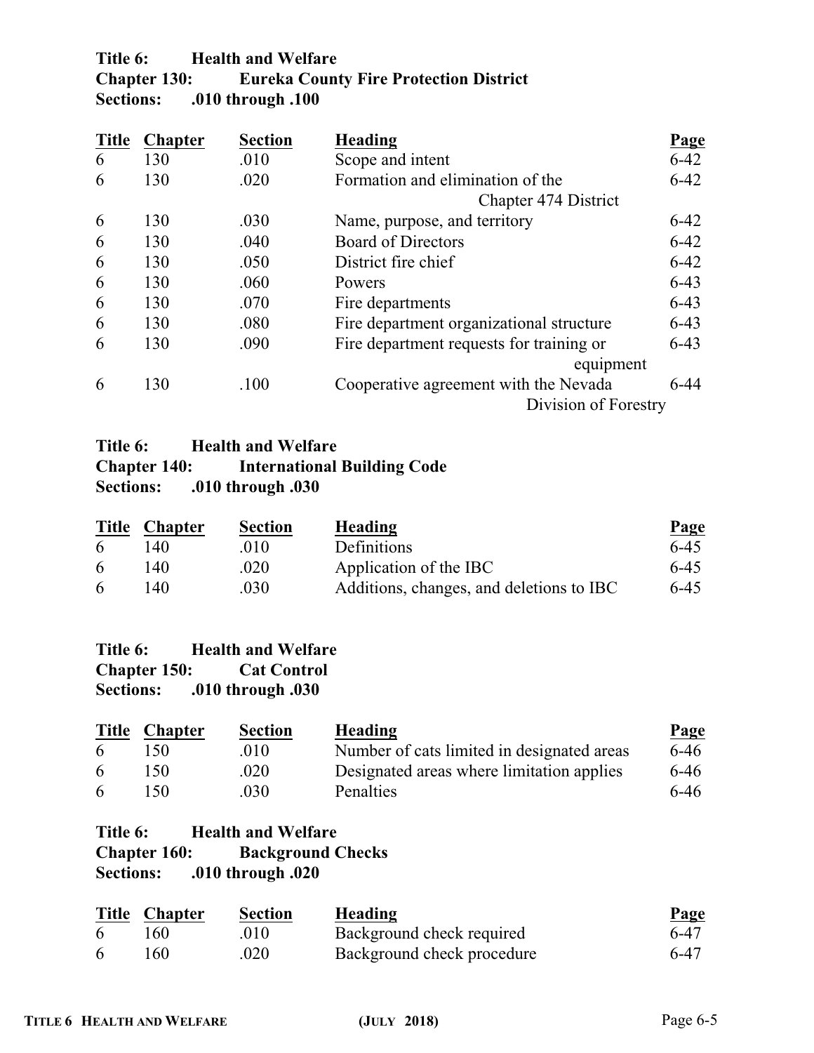**Title 6: Health and Welfare**
**Chapter 130: Eureka County Fire Protection District**
**Sections: .010 through .100**

| Title | Chapter | Section | Heading | Page |
|---|---|---|---|---|
| 6 | 130 | .010 | Scope and intent | 6-42 |
| 6 | 130 | .020 | Formation and elimination of the Chapter 474 District | 6-42 |
| 6 | 130 | .030 | Name, purpose, and territory | 6-42 |
| 6 | 130 | .040 | Board of Directors | 6-42 |
| 6 | 130 | .050 | District fire chief | 6-42 |
| 6 | 130 | .060 | Powers | 6-43 |
| 6 | 130 | .070 | Fire departments | 6-43 |
| 6 | 130 | .080 | Fire department organizational structure | 6-43 |
| 6 | 130 | .090 | Fire department requests for training or equipment | 6-43 |
| 6 | 130 | .100 | Cooperative agreement with the Nevada Division of Forestry | 6-44 |

**Title 6: Health and Welfare**
**Chapter 140: International Building Code**
**Sections: .010 through .030**

| Title | Chapter | Section | Heading | Page |
|---|---|---|---|---|
| 6 | 140 | .010 | Definitions | 6-45 |
| 6 | 140 | .020 | Application of the IBC | 6-45 |
| 6 | 140 | .030 | Additions, changes, and deletions to IBC | 6-45 |

**Title 6: Health and Welfare**
**Chapter 150: Cat Control**
**Sections: .010 through .030**

| Title | Chapter | Section | Heading | Page |
|---|---|---|---|---|
| 6 | 150 | .010 | Number of cats limited in designated areas | 6-46 |
| 6 | 150 | .020 | Designated areas where limitation applies | 6-46 |
| 6 | 150 | .030 | Penalties | 6-46 |

**Title 6: Health and Welfare**
**Chapter 160: Background Checks**
**Sections: .010 through .020**

| Title | Chapter | Section | Heading | Page |
|---|---|---|---|---|
| 6 | 160 | .010 | Background check required | 6-47 |
| 6 | 160 | .020 | Background check procedure | 6-47 |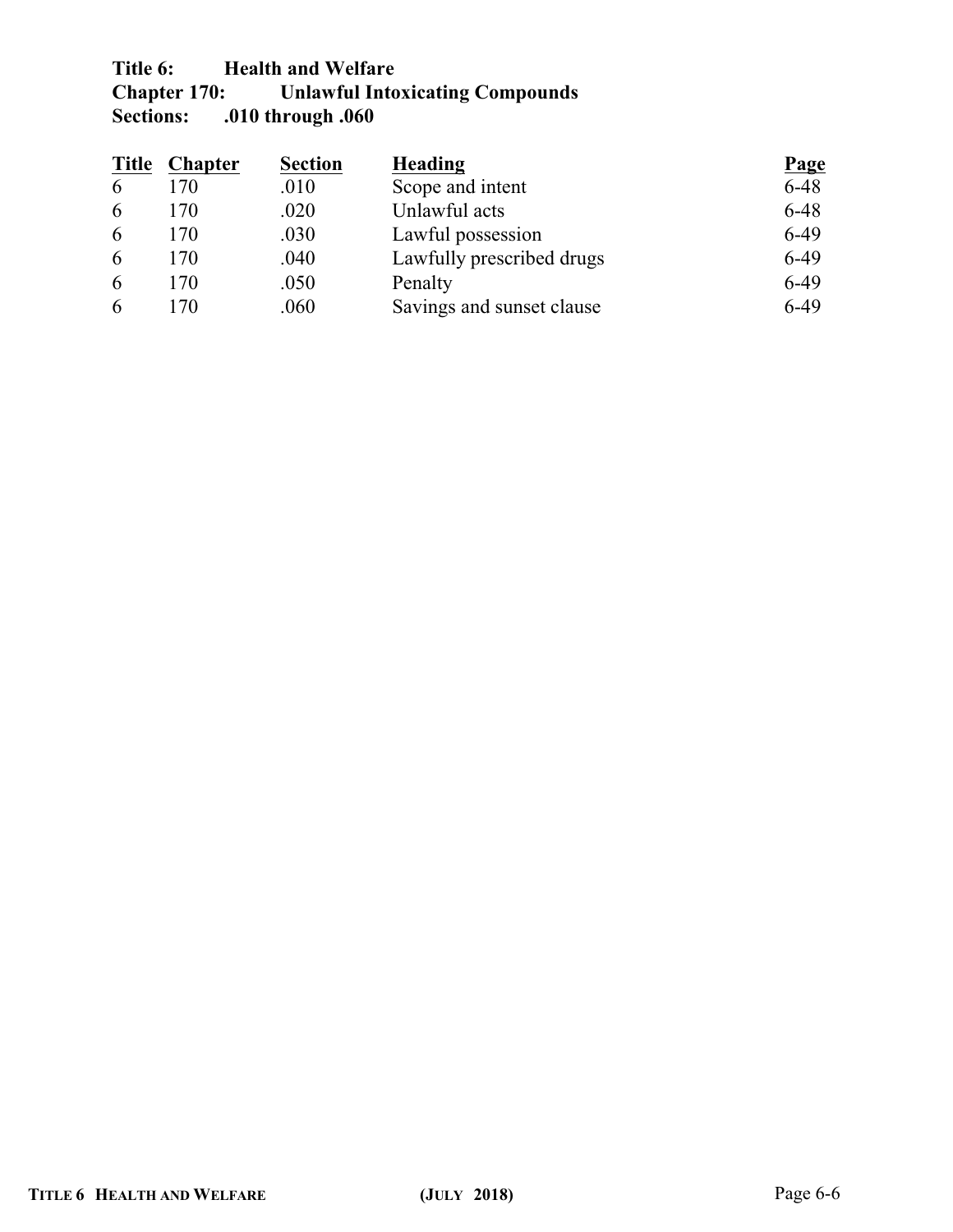**Title 6: Health and Welfare**
**Chapter 170: Unlawful Intoxicating Compounds**
**Sections: .010 through .060**

| Title | Chapter | Section | Heading | Page |
|---|---|---|---|---|
| 6 | 170 | .010 | Scope and intent | 6-48 |
| 6 | 170 | .020 | Unlawful acts | 6-48 |
| 6 | 170 | .030 | Lawful possession | 6-49 |
| 6 | 170 | .040 | Lawfully prescribed drugs | 6-49 |
| 6 | 170 | .050 | Penalty | 6-49 |
| 6 | 170 | .060 | Savings and sunset clause | 6-49 |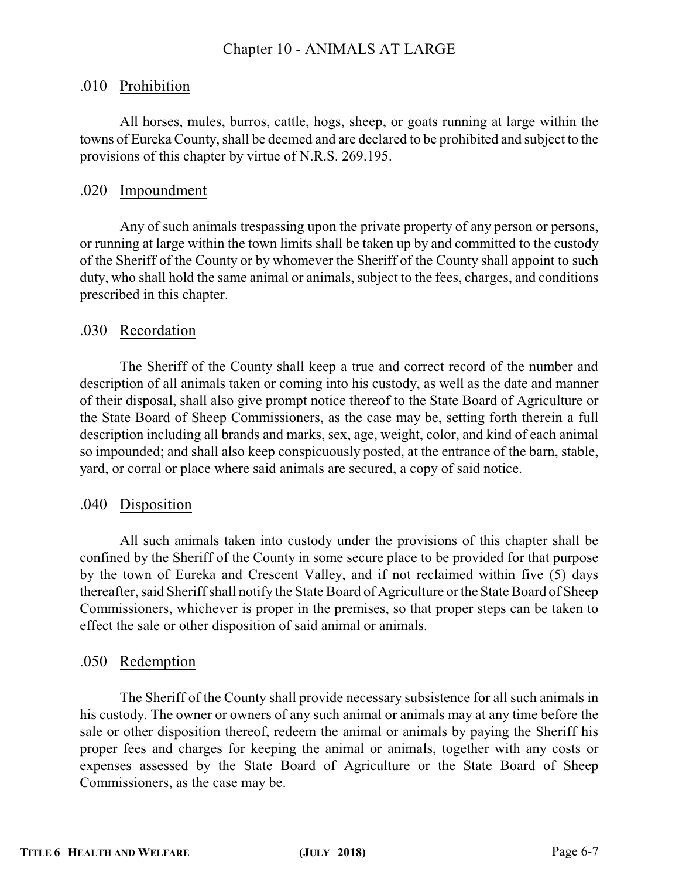# Chapter 10 - ANIMALS AT LARGE

## .010 Prohibition

All horses, mules, burros, cattle, hogs, sheep, or goats running at large within the towns of Eureka County, shall be deemed and are declared to be prohibited and subject to the provisions of this chapter by virtue of N.R.S. 269.195.

## .020 Impoundment

Any of such animals trespassing upon the private property of any person or persons, or running at large within the town limits shall be taken up by and committed to the custody of the Sheriff of the County or by whomever the Sheriff of the County shall appoint to such duty, who shall hold the same animal or animals, subject to the fees, charges, and conditions prescribed in this chapter.

## .030 Recordation

The Sheriff of the County shall keep a true and correct record of the number and description of all animals taken or coming into his custody, as well as the date and manner of their disposal, shall also give prompt notice thereof to the State Board of Agriculture or the State Board of Sheep Commissioners, as the case may be, setting forth therein a full description including all brands and marks, sex, age, weight, color, and kind of each animal so impounded; and shall also keep conspicuously posted, at the entrance of the barn, stable, yard, or corral or place where said animals are secured, a copy of said notice.

## .040 Disposition

All such animals taken into custody under the provisions of this chapter shall be confined by the Sheriff of the County in some secure place to be provided for that purpose by the town of Eureka and Crescent Valley, and if not reclaimed within five (5) days thereafter, said Sheriff shall notify the State Board of Agriculture or the State Board of Sheep Commissioners, whichever is proper in the premises, so that proper steps can be taken to effect the sale or other disposition of said animal or animals.

## .050 Redemption

The Sheriff of the County shall provide necessary subsistence for all such animals in his custody. The owner or owners of any such animal or animals may at any time before the sale or other disposition thereof, redeem the animal or animals by paying the Sheriff his proper fees and charges for keeping the animal or animals, together with any costs or expenses assessed by the State Board of Agriculture or the State Board of Sheep Commissioners, as the case may be.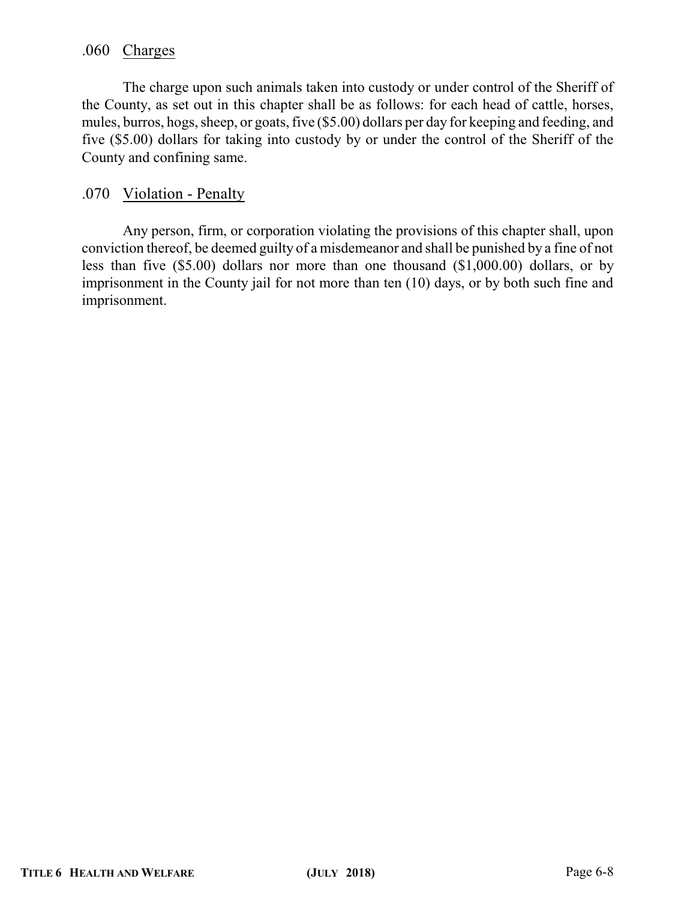### .060 Charges

The charge upon such animals taken into custody or under control of the Sheriff of the County, as set out in this chapter shall be as follows: for each head of cattle, horses, mules, burros, hogs, sheep, or goats, five ($5.00) dollars per day for keeping and feeding, and five ($5.00) dollars for taking into custody by or under the control of the Sheriff of the County and confining same.

### .070 Violation - Penalty

Any person, firm, or corporation violating the provisions of this chapter shall, upon conviction thereof, be deemed guilty of a misdemeanor and shall be punished by a fine of not less than five ($5.00) dollars nor more than one thousand ($1,000.00) dollars, or by imprisonment in the County jail for not more than ten (10) days, or by both such fine and imprisonment.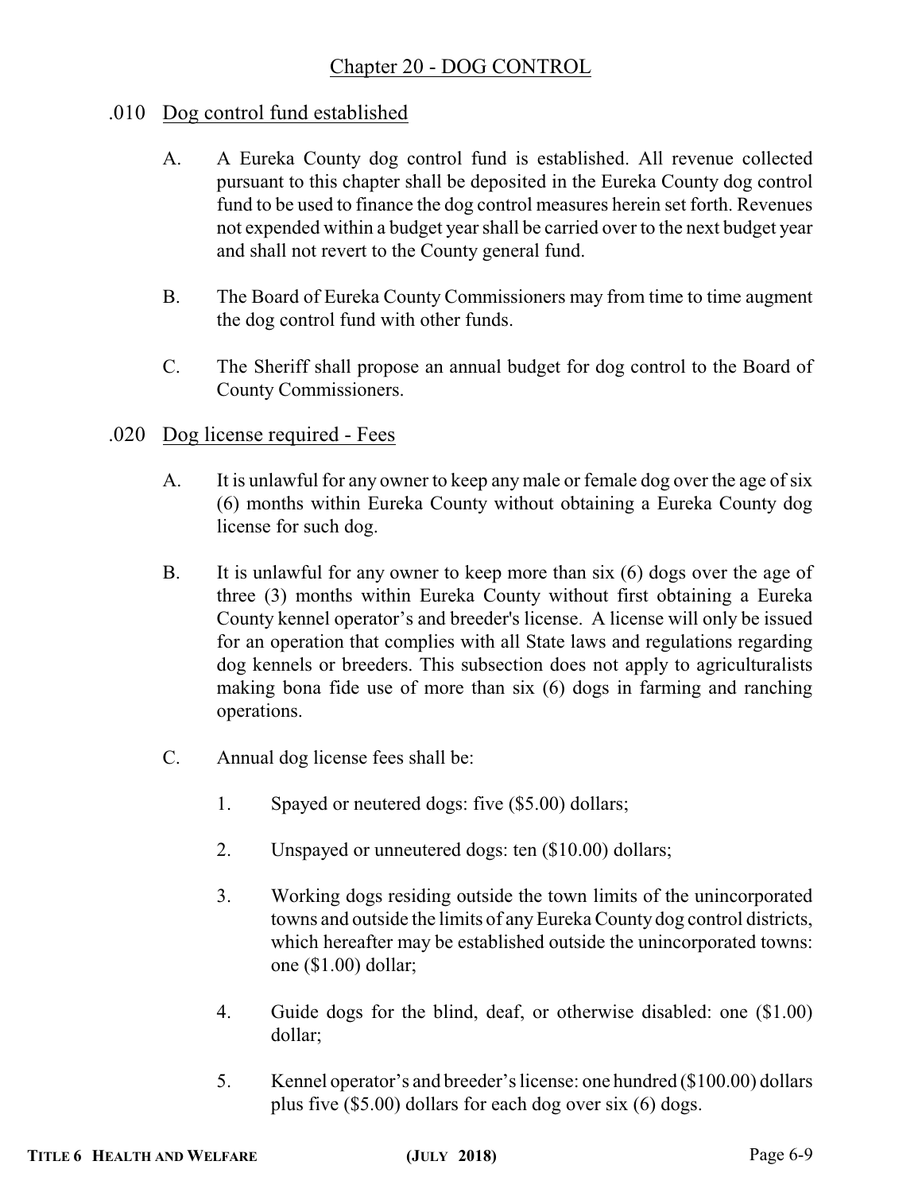# Chapter 20 - DOG CONTROL

## .010 Dog control fund established

A. A Eureka County dog control fund is established. All revenue collected pursuant to this chapter shall be deposited in the Eureka County dog control fund to be used to finance the dog control measures herein set forth. Revenues not expended within a budget year shall be carried over to the next budget year and shall not revert to the County general fund.

B. The Board of Eureka County Commissioners may from time to time augment the dog control fund with other funds.

C. The Sheriff shall propose an annual budget for dog control to the Board of County Commissioners.

## .020 Dog license required - Fees

A. It is unlawful for any owner to keep any male or female dog over the age of six (6) months within Eureka County without obtaining a Eureka County dog license for such dog.

B. It is unlawful for any owner to keep more than six (6) dogs over the age of three (3) months within Eureka County without first obtaining a Eureka County kennel operator's and breeder's license. A license will only be issued for an operation that complies with all State laws and regulations regarding dog kennels or breeders. This subsection does not apply to agriculturalists making bona fide use of more than six (6) dogs in farming and ranching operations.

C. Annual dog license fees shall be:

1. Spayed or neutered dogs: five ($5.00) dollars;

2. Unspayed or unneutered dogs: ten ($10.00) dollars;

3. Working dogs residing outside the town limits of the unincorporated towns and outside the limits of any Eureka County dog control districts, which hereafter may be established outside the unincorporated towns: one ($1.00) dollar;

4. Guide dogs for the blind, deaf, or otherwise disabled: one ($1.00) dollar;

5. Kennel operator's and breeder's license: one hundred ($100.00) dollars plus five ($5.00) dollars for each dog over six (6) dogs.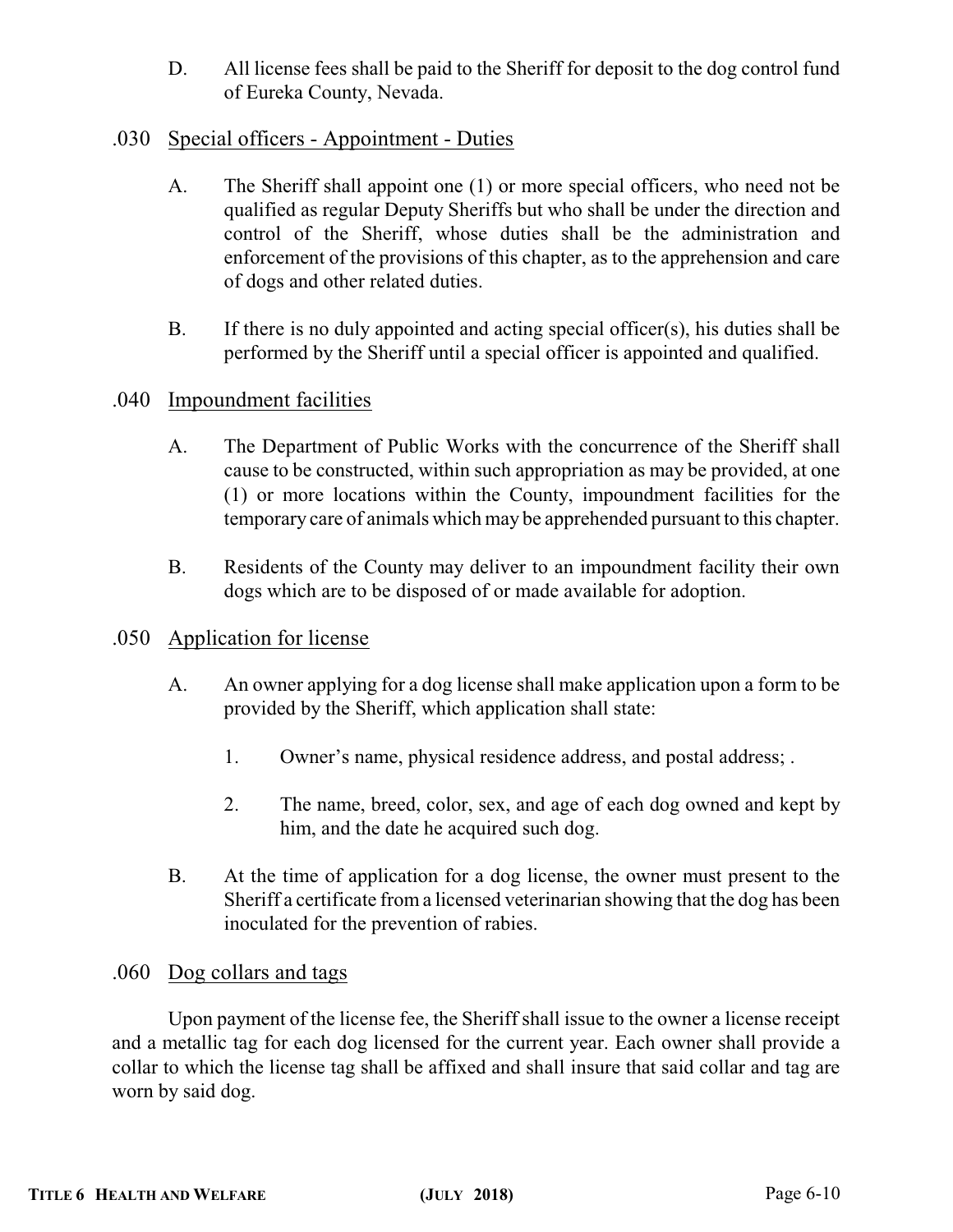D. All license fees shall be paid to the Sheriff for deposit to the dog control fund of Eureka County, Nevada.

## .030 Special officers - Appointment - Duties

A. The Sheriff shall appoint one (1) or more special officers, who need not be qualified as regular Deputy Sheriffs but who shall be under the direction and control of the Sheriff, whose duties shall be the administration and enforcement of the provisions of this chapter, as to the apprehension and care of dogs and other related duties.

B. If there is no duly appointed and acting special officer(s), his duties shall be performed by the Sheriff until a special officer is appointed and qualified.

## .040 Impoundment facilities

A. The Department of Public Works with the concurrence of the Sheriff shall cause to be constructed, within such appropriation as may be provided, at one (1) or more locations within the County, impoundment facilities for the temporary care of animals which may be apprehended pursuant to this chapter.

B. Residents of the County may deliver to an impoundment facility their own dogs which are to be disposed of or made available for adoption.

## .050 Application for license

A. An owner applying for a dog license shall make application upon a form to be provided by the Sheriff, which application shall state:

1. Owner's name, physical residence address, and postal address; .

2. The name, breed, color, sex, and age of each dog owned and kept by him, and the date he acquired such dog.

B. At the time of application for a dog license, the owner must present to the Sheriff a certificate from a licensed veterinarian showing that the dog has been inoculated for the prevention of rabies.

## .060 Dog collars and tags

Upon payment of the license fee, the Sheriff shall issue to the owner a license receipt and a metallic tag for each dog licensed for the current year. Each owner shall provide a collar to which the license tag shall be affixed and shall insure that said collar and tag are worn by said dog.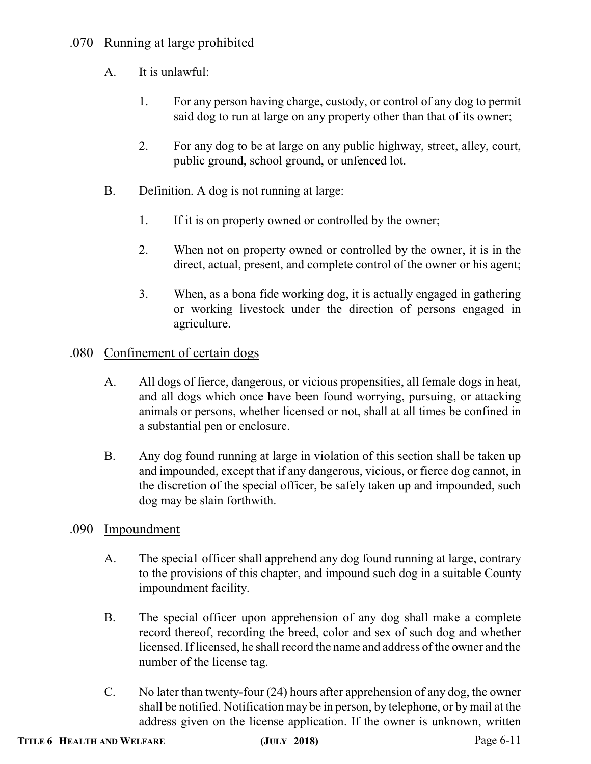### .070 Running at large prohibited

A. It is unlawful:

1. For any person having charge, custody, or control of any dog to permit said dog to run at large on any property other than that of its owner;

2. For any dog to be at large on any public highway, street, alley, court, public ground, school ground, or unfenced lot.

B. Definition. A dog is not running at large:

1. If it is on property owned or controlled by the owner;

2. When not on property owned or controlled by the owner, it is in the direct, actual, present, and complete control of the owner or his agent;

3. When, as a bona fide working dog, it is actually engaged in gathering or working livestock under the direction of persons engaged in agriculture.

### .080 Confinement of certain dogs

A. All dogs of fierce, dangerous, or vicious propensities, all female dogs in heat, and all dogs which once have been found worrying, pursuing, or attacking animals or persons, whether licensed or not, shall at all times be confined in a substantial pen or enclosure.

B. Any dog found running at large in violation of this section shall be taken up and impounded, except that if any dangerous, vicious, or fierce dog cannot, in the discretion of the special officer, be safely taken up and impounded, such dog may be slain forthwith.

### .090 Impoundment

A. The specia1 officer shall apprehend any dog found running at large, contrary to the provisions of this chapter, and impound such dog in a suitable County impoundment facility.

B. The special officer upon apprehension of any dog shall make a complete record thereof, recording the breed, color and sex of such dog and whether licensed. If licensed, he shall record the name and address of the owner and the number of the license tag.

C. No later than twenty-four (24) hours after apprehension of any dog, the owner shall be notified. Notification may be in person, by telephone, or by mail at the address given on the license application. If the owner is unknown, written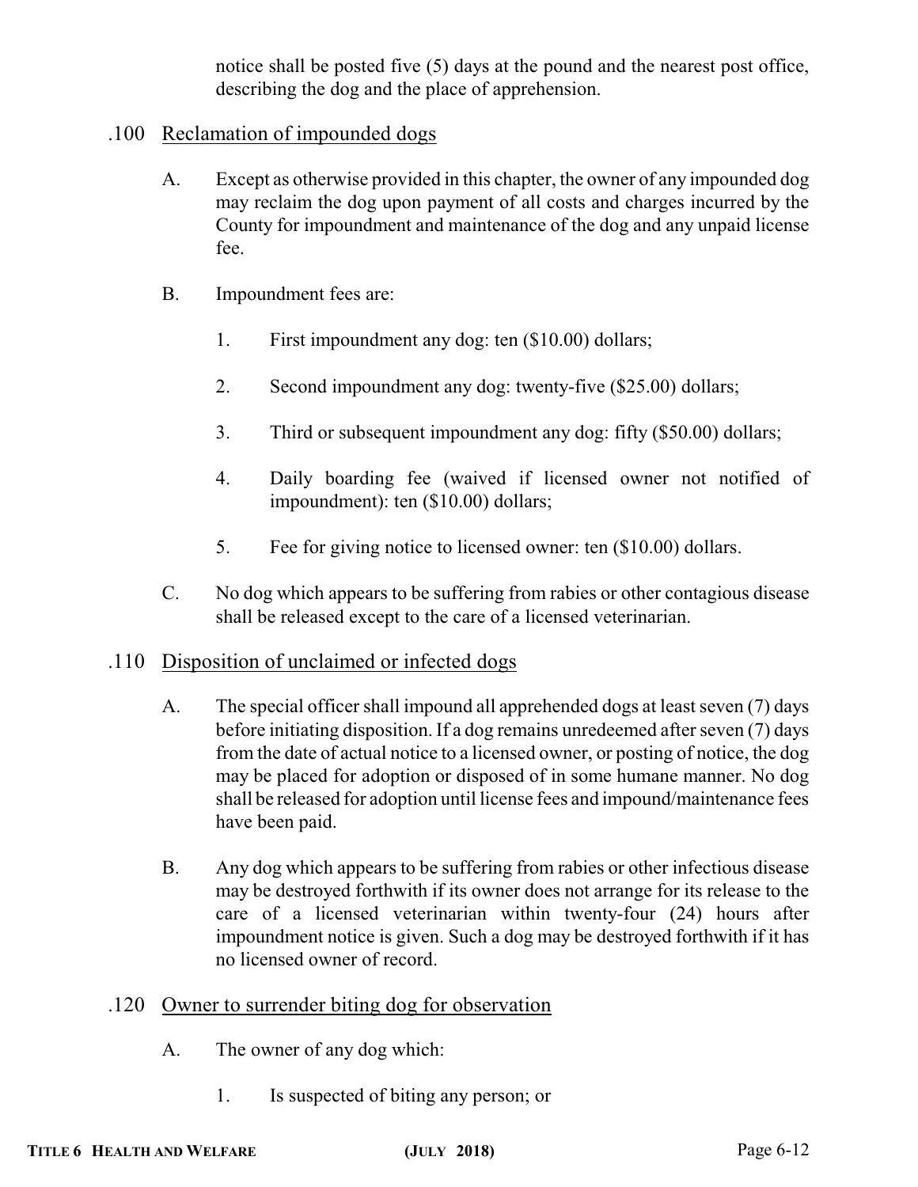notice shall be posted five (5) days at the pound and the nearest post office, describing the dog and the place of apprehension.

### .100 Reclamation of impounded dogs

A. Except as otherwise provided in this chapter, the owner of any impounded dog may reclaim the dog upon payment of all costs and charges incurred by the County for impoundment and maintenance of the dog and any unpaid license fee.

B. Impoundment fees are:

1. First impoundment any dog: ten ($10.00) dollars;

2. Second impoundment any dog: twenty-five ($25.00) dollars;

3. Third or subsequent impoundment any dog: fifty ($50.00) dollars;

4. Daily boarding fee (waived if licensed owner not notified of impoundment): ten ($10.00) dollars;

5. Fee for giving notice to licensed owner: ten ($10.00) dollars.

C. No dog which appears to be suffering from rabies or other contagious disease shall be released except to the care of a licensed veterinarian.

### .110 Disposition of unclaimed or infected dogs

A. The special officer shall impound all apprehended dogs at least seven (7) days before initiating disposition. If a dog remains unredeemed after seven (7) days from the date of actual notice to a licensed owner, or posting of notice, the dog may be placed for adoption or disposed of in some humane manner. No dog shall be released for adoption until license fees and impound/maintenance fees have been paid.

B. Any dog which appears to be suffering from rabies or other infectious disease may be destroyed forthwith if its owner does not arrange for its release to the care of a licensed veterinarian within twenty-four (24) hours after impoundment notice is given. Such a dog may be destroyed forthwith if it has no licensed owner of record.

### .120 Owner to surrender biting dog for observation

A. The owner of any dog which:

1. Is suspected of biting any person; or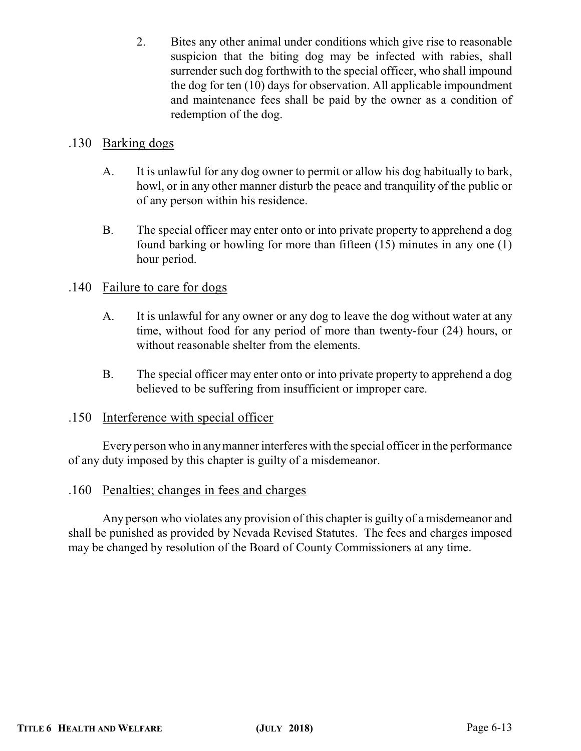2. Bites any other animal under conditions which give rise to reasonable suspicion that the biting dog may be infected with rabies, shall surrender such dog forthwith to the special officer, who shall impound the dog for ten (10) days for observation. All applicable impoundment and maintenance fees shall be paid by the owner as a condition of redemption of the dog.

### .130 Barking dogs

A. It is unlawful for any dog owner to permit or allow his dog habitually to bark, howl, or in any other manner disturb the peace and tranquility of the public or of any person within his residence.

B. The special officer may enter onto or into private property to apprehend a dog found barking or howling for more than fifteen (15) minutes in any one (1) hour period.

### .140 Failure to care for dogs

A. It is unlawful for any owner or any dog to leave the dog without water at any time, without food for any period of more than twenty-four (24) hours, or without reasonable shelter from the elements.

B. The special officer may enter onto or into private property to apprehend a dog believed to be suffering from insufficient or improper care.

### .150 Interference with special officer

Every person who in any manner interferes with the special officer in the performance of any duty imposed by this chapter is guilty of a misdemeanor.

### .160 Penalties; changes in fees and charges

Any person who violates any provision of this chapter is guilty of a misdemeanor and shall be punished as provided by Nevada Revised Statutes. The fees and charges imposed may be changed by resolution of the Board of County Commissioners at any time.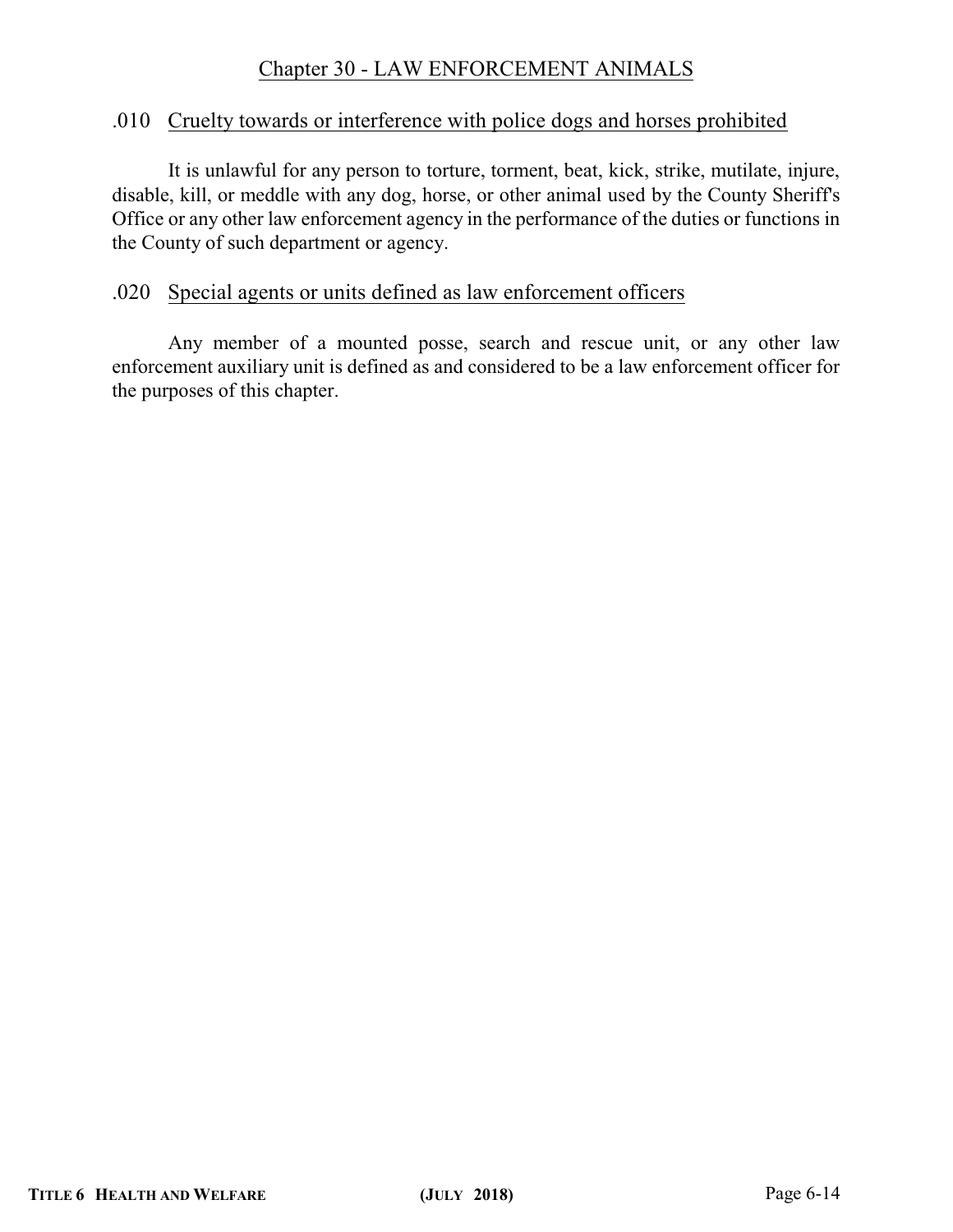# Chapter 30 - LAW ENFORCEMENT ANIMALS

## .010 Cruelty towards or interference with police dogs and horses prohibited

It is unlawful for any person to torture, torment, beat, kick, strike, mutilate, injure, disable, kill, or meddle with any dog, horse, or other animal used by the County Sheriff's Office or any other law enforcement agency in the performance of the duties or functions in the County of such department or agency.

## .020 Special agents or units defined as law enforcement officers

Any member of a mounted posse, search and rescue unit, or any other law enforcement auxiliary unit is defined as and considered to be a law enforcement officer for the purposes of this chapter.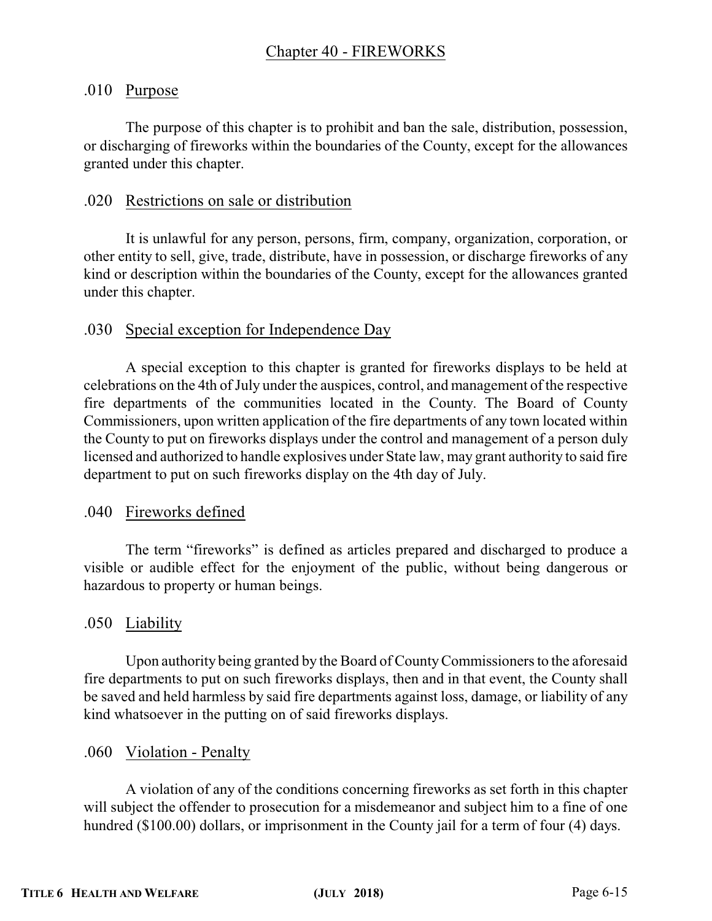# Chapter 40 - FIREWORKS

## .010 Purpose

The purpose of this chapter is to prohibit and ban the sale, distribution, possession, or discharging of fireworks within the boundaries of the County, except for the allowances granted under this chapter.

## .020 Restrictions on sale or distribution

It is unlawful for any person, persons, firm, company, organization, corporation, or other entity to sell, give, trade, distribute, have in possession, or discharge fireworks of any kind or description within the boundaries of the County, except for the allowances granted under this chapter.

## .030 Special exception for Independence Day

A special exception to this chapter is granted for fireworks displays to be held at celebrations on the 4th of July under the auspices, control, and management of the respective fire departments of the communities located in the County. The Board of County Commissioners, upon written application of the fire departments of any town located within the County to put on fireworks displays under the control and management of a person duly licensed and authorized to handle explosives under State law, may grant authority to said fire department to put on such fireworks display on the 4th day of July.

## .040 Fireworks defined

The term "fireworks" is defined as articles prepared and discharged to produce a visible or audible effect for the enjoyment of the public, without being dangerous or hazardous to property or human beings.

## .050 Liability

Upon authority being granted by the Board of County Commissioners to the aforesaid fire departments to put on such fireworks displays, then and in that event, the County shall be saved and held harmless by said fire departments against loss, damage, or liability of any kind whatsoever in the putting on of said fireworks displays.

## .060 Violation - Penalty

A violation of any of the conditions concerning fireworks as set forth in this chapter will subject the offender to prosecution for a misdemeanor and subject him to a fine of one hundred ($100.00) dollars, or imprisonment in the County jail for a term of four (4) days.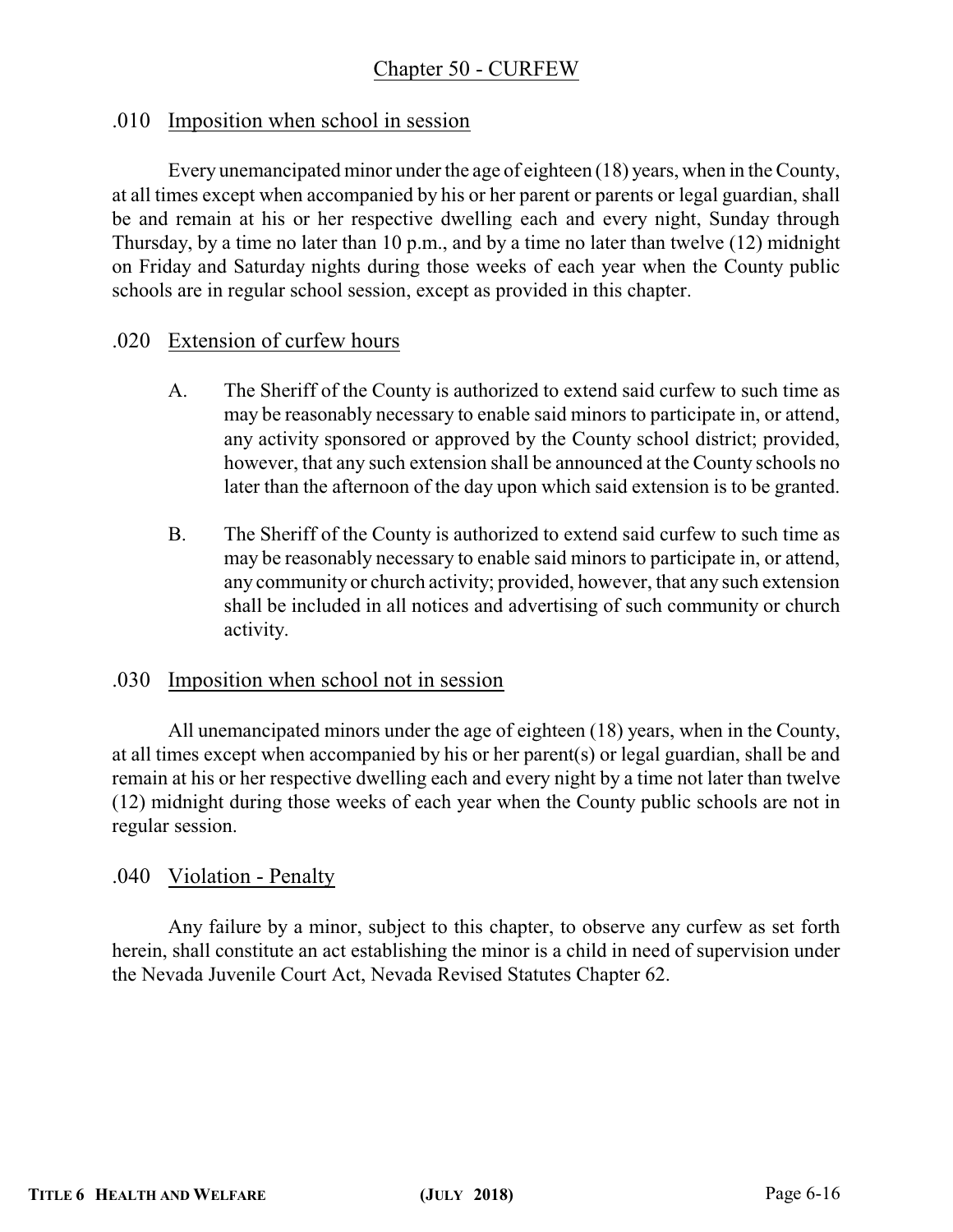# Chapter 50 - CURFEW

## .010 Imposition when school in session

Every unemancipated minor under the age of eighteen (18) years, when in the County, at all times except when accompanied by his or her parent or parents or legal guardian, shall be and remain at his or her respective dwelling each and every night, Sunday through Thursday, by a time no later than 10 p.m., and by a time no later than twelve (12) midnight on Friday and Saturday nights during those weeks of each year when the County public schools are in regular school session, except as provided in this chapter.

## .020 Extension of curfew hours

A. The Sheriff of the County is authorized to extend said curfew to such time as may be reasonably necessary to enable said minors to participate in, or attend, any activity sponsored or approved by the County school district; provided, however, that any such extension shall be announced at the County schools no later than the afternoon of the day upon which said extension is to be granted.

B. The Sheriff of the County is authorized to extend said curfew to such time as may be reasonably necessary to enable said minors to participate in, or attend, any community or church activity; provided, however, that any such extension shall be included in all notices and advertising of such community or church activity.

## .030 Imposition when school not in session

All unemancipated minors under the age of eighteen (18) years, when in the County, at all times except when accompanied by his or her parent(s) or legal guardian, shall be and remain at his or her respective dwelling each and every night by a time not later than twelve (12) midnight during those weeks of each year when the County public schools are not in regular session.

## .040 Violation - Penalty

Any failure by a minor, subject to this chapter, to observe any curfew as set forth herein, shall constitute an act establishing the minor is a child in need of supervision under the Nevada Juvenile Court Act, Nevada Revised Statutes Chapter 62.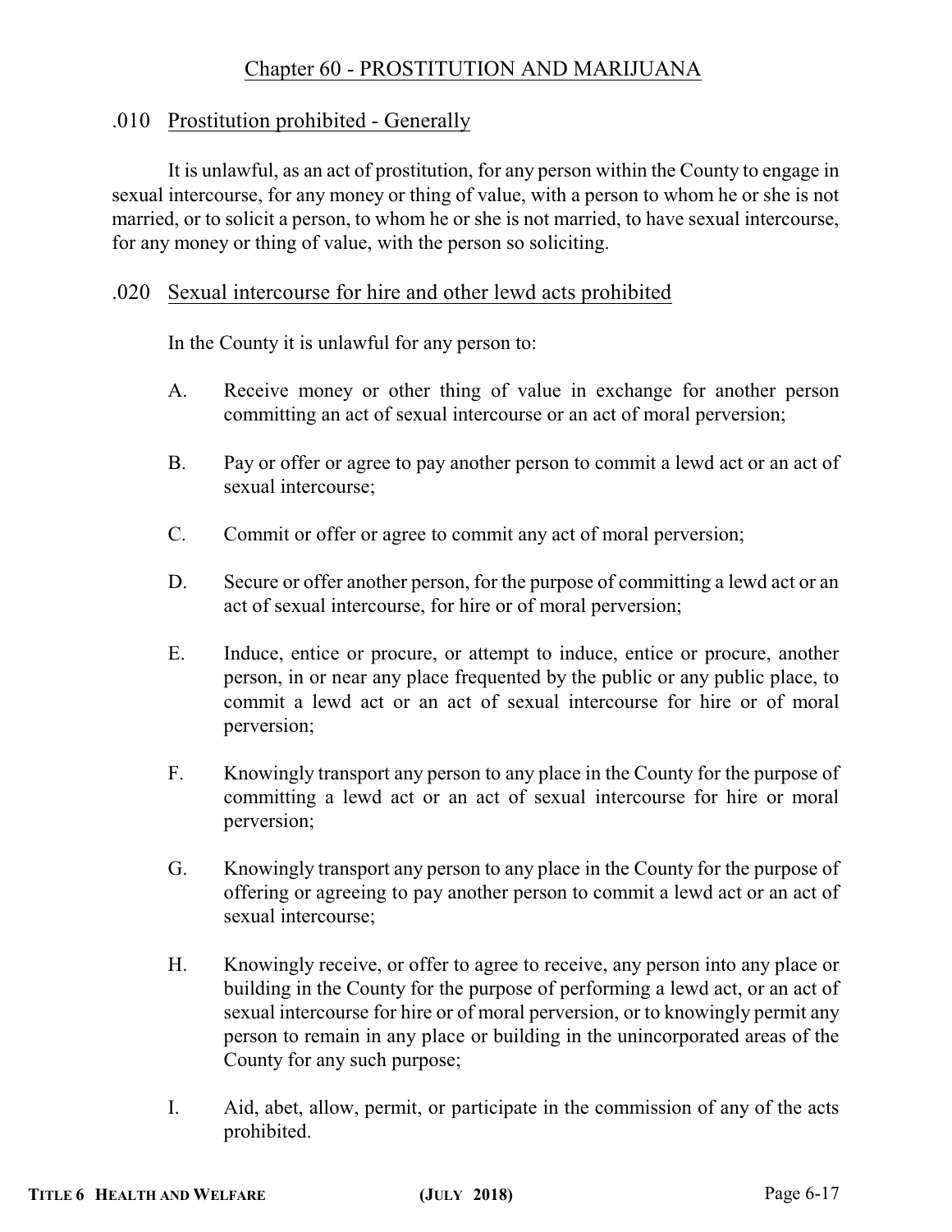## Chapter 60 - PROSTITUTION AND MARIJUANA

### .010 Prostitution prohibited - Generally

It is unlawful, as an act of prostitution, for any person within the County to engage in sexual intercourse, for any money or thing of value, with a person to whom he or she is not married, or to solicit a person, to whom he or she is not married, to have sexual intercourse, for any money or thing of value, with the person so soliciting.

### .020 Sexual intercourse for hire and other lewd acts prohibited

In the County it is unlawful for any person to:

A. Receive money or other thing of value in exchange for another person committing an act of sexual intercourse or an act of moral perversion;

B. Pay or offer or agree to pay another person to commit a lewd act or an act of sexual intercourse;

C. Commit or offer or agree to commit any act of moral perversion;

D. Secure or offer another person, for the purpose of committing a lewd act or an act of sexual intercourse, for hire or of moral perversion;

E. Induce, entice or procure, or attempt to induce, entice or procure, another person, in or near any place frequented by the public or any public place, to commit a lewd act or an act of sexual intercourse for hire or of moral perversion;

F. Knowingly transport any person to any place in the County for the purpose of committing a lewd act or an act of sexual intercourse for hire or moral perversion;

G. Knowingly transport any person to any place in the County for the purpose of offering or agreeing to pay another person to commit a lewd act or an act of sexual intercourse;

H. Knowingly receive, or offer to agree to receive, any person into any place or building in the County for the purpose of performing a lewd act, or an act of sexual intercourse for hire or of moral perversion, or to knowingly permit any person to remain in any place or building in the unincorporated areas of the County for any such purpose;

I. Aid, abet, allow, permit, or participate in the commission of any of the acts prohibited.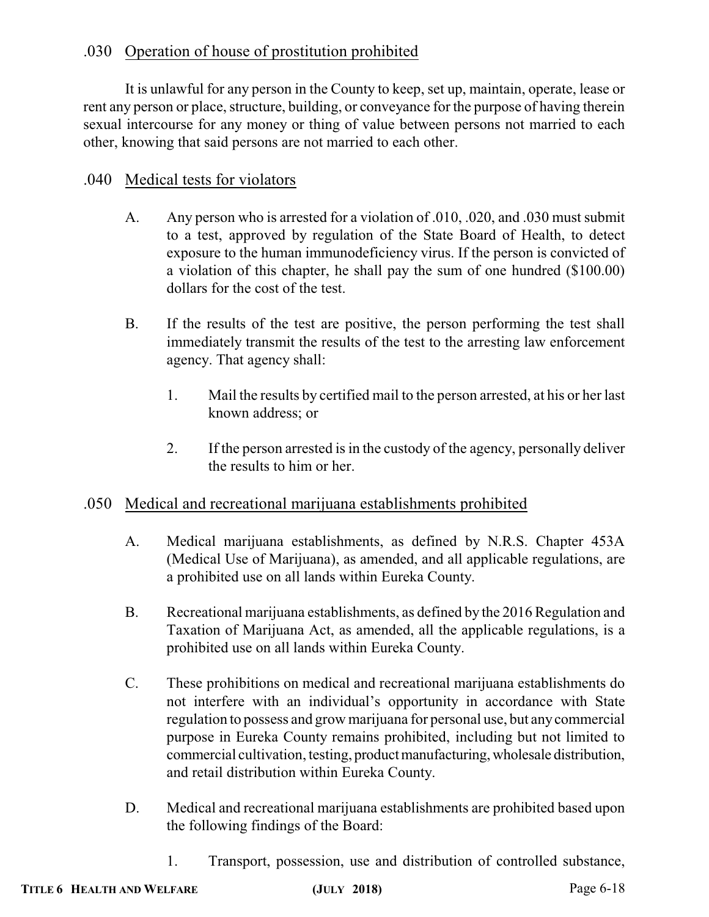## .030 Operation of house of prostitution prohibited

It is unlawful for any person in the County to keep, set up, maintain, operate, lease or rent any person or place, structure, building, or conveyance for the purpose of having therein sexual intercourse for any money or thing of value between persons not married to each other, knowing that said persons are not married to each other.

## .040 Medical tests for violators

A. Any person who is arrested for a violation of .010, .020, and .030 must submit to a test, approved by regulation of the State Board of Health, to detect exposure to the human immunodeficiency virus. If the person is convicted of a violation of this chapter, he shall pay the sum of one hundred ($100.00) dollars for the cost of the test.

B. If the results of the test are positive, the person performing the test shall immediately transmit the results of the test to the arresting law enforcement agency. That agency shall:

1. Mail the results by certified mail to the person arrested, at his or her last known address; or

2. If the person arrested is in the custody of the agency, personally deliver the results to him or her.

## .050 Medical and recreational marijuana establishments prohibited

A. Medical marijuana establishments, as defined by N.R.S. Chapter 453A (Medical Use of Marijuana), as amended, and all applicable regulations, are a prohibited use on all lands within Eureka County.

B. Recreational marijuana establishments, as defined by the 2016 Regulation and Taxation of Marijuana Act, as amended, all the applicable regulations, is a prohibited use on all lands within Eureka County.

C. These prohibitions on medical and recreational marijuana establishments do not interfere with an individual's opportunity in accordance with State regulation to possess and grow marijuana for personal use, but any commercial purpose in Eureka County remains prohibited, including but not limited to commercial cultivation, testing, product manufacturing, wholesale distribution, and retail distribution within Eureka County.

D. Medical and recreational marijuana establishments are prohibited based upon the following findings of the Board:

1. Transport, possession, use and distribution of controlled substance,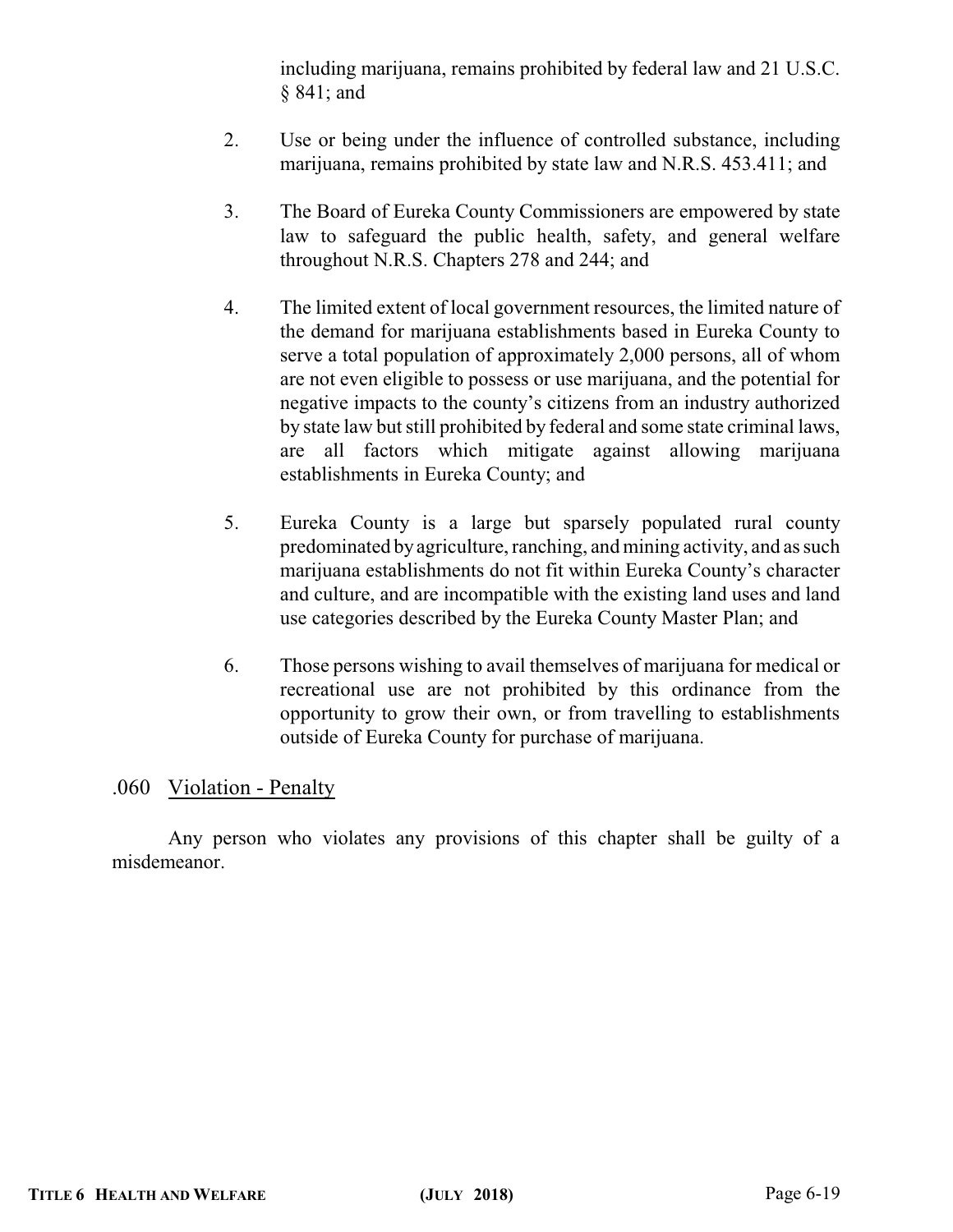including marijuana, remains prohibited by federal law and 21 U.S.C. § 841; and

2. Use or being under the influence of controlled substance, including marijuana, remains prohibited by state law and N.R.S. 453.411; and

3. The Board of Eureka County Commissioners are empowered by state law to safeguard the public health, safety, and general welfare throughout N.R.S. Chapters 278 and 244; and

4. The limited extent of local government resources, the limited nature of the demand for marijuana establishments based in Eureka County to serve a total population of approximately 2,000 persons, all of whom are not even eligible to possess or use marijuana, and the potential for negative impacts to the county's citizens from an industry authorized by state law but still prohibited by federal and some state criminal laws, are all factors which mitigate against allowing marijuana establishments in Eureka County; and

5. Eureka County is a large but sparsely populated rural county predominated by agriculture, ranching, and mining activity, and as such marijuana establishments do not fit within Eureka County's character and culture, and are incompatible with the existing land uses and land use categories described by the Eureka County Master Plan; and

6. Those persons wishing to avail themselves of marijuana for medical or recreational use are not prohibited by this ordinance from the opportunity to grow their own, or from travelling to establishments outside of Eureka County for purchase of marijuana.

## .060 Violation - Penalty

Any person who violates any provisions of this chapter shall be guilty of a misdemeanor.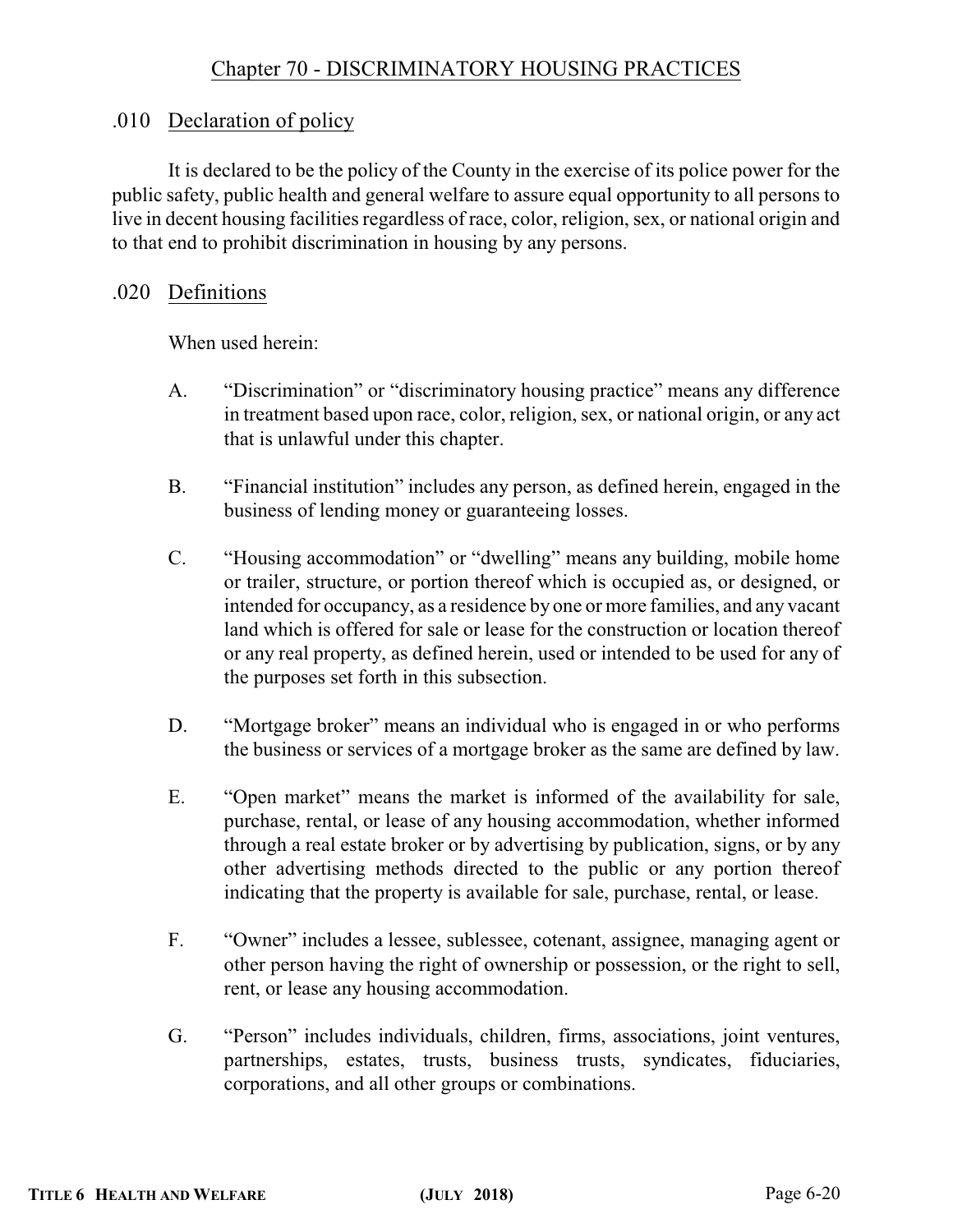# Chapter 70 - DISCRIMINATORY HOUSING PRACTICES

## .010 Declaration of policy

It is declared to be the policy of the County in the exercise of its police power for the public safety, public health and general welfare to assure equal opportunity to all persons to live in decent housing facilities regardless of race, color, religion, sex, or national origin and to that end to prohibit discrimination in housing by any persons.

## .020 Definitions

When used herein:

A. "Discrimination" or "discriminatory housing practice" means any difference in treatment based upon race, color, religion, sex, or national origin, or any act that is unlawful under this chapter.

B. "Financial institution" includes any person, as defined herein, engaged in the business of lending money or guaranteeing losses.

C. "Housing accommodation" or "dwelling" means any building, mobile home or trailer, structure, or portion thereof which is occupied as, or designed, or intended for occupancy, as a residence by one or more families, and any vacant land which is offered for sale or lease for the construction or location thereof or any real property, as defined herein, used or intended to be used for any of the purposes set forth in this subsection.

D. "Mortgage broker" means an individual who is engaged in or who performs the business or services of a mortgage broker as the same are defined by law.

E. "Open market" means the market is informed of the availability for sale, purchase, rental, or lease of any housing accommodation, whether informed through a real estate broker or by advertising by publication, signs, or by any other advertising methods directed to the public or any portion thereof indicating that the property is available for sale, purchase, rental, or lease.

F. "Owner" includes a lessee, sublessee, cotenant, assignee, managing agent or other person having the right of ownership or possession, or the right to sell, rent, or lease any housing accommodation.

G. "Person" includes individuals, children, firms, associations, joint ventures, partnerships, estates, trusts, business trusts, syndicates, fiduciaries, corporations, and all other groups or combinations.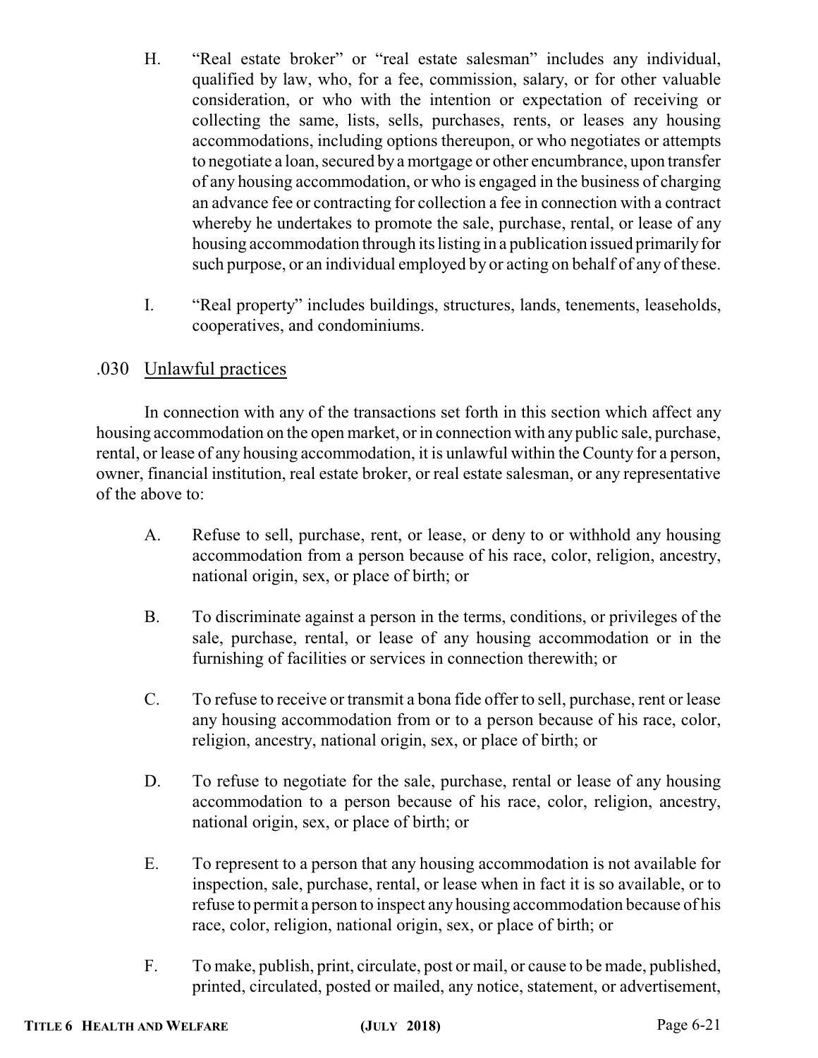H. "Real estate broker" or "real estate salesman" includes any individual, qualified by law, who, for a fee, commission, salary, or for other valuable consideration, or who with the intention or expectation of receiving or collecting the same, lists, sells, purchases, rents, or leases any housing accommodations, including options thereupon, or who negotiates or attempts to negotiate a loan, secured by a mortgage or other encumbrance, upon transfer of any housing accommodation, or who is engaged in the business of charging an advance fee or contracting for collection a fee in connection with a contract whereby he undertakes to promote the sale, purchase, rental, or lease of any housing accommodation through its listing in a publication issued primarily for such purpose, or an individual employed by or acting on behalf of any of these.

I. "Real property" includes buildings, structures, lands, tenements, leaseholds, cooperatives, and condominiums.

## .030 Unlawful practices

In connection with any of the transactions set forth in this section which affect any housing accommodation on the open market, or in connection with any public sale, purchase, rental, or lease of any housing accommodation, it is unlawful within the County for a person, owner, financial institution, real estate broker, or real estate salesman, or any representative of the above to:

A. Refuse to sell, purchase, rent, or lease, or deny to or withhold any housing accommodation from a person because of his race, color, religion, ancestry, national origin, sex, or place of birth; or

B. To discriminate against a person in the terms, conditions, or privileges of the sale, purchase, rental, or lease of any housing accommodation or in the furnishing of facilities or services in connection therewith; or

C. To refuse to receive or transmit a bona fide offer to sell, purchase, rent or lease any housing accommodation from or to a person because of his race, color, religion, ancestry, national origin, sex, or place of birth; or

D. To refuse to negotiate for the sale, purchase, rental or lease of any housing accommodation to a person because of his race, color, religion, ancestry, national origin, sex, or place of birth; or

E. To represent to a person that any housing accommodation is not available for inspection, sale, purchase, rental, or lease when in fact it is so available, or to refuse to permit a person to inspect any housing accommodation because of his race, color, religion, national origin, sex, or place of birth; or

F. To make, publish, print, circulate, post or mail, or cause to be made, published, printed, circulated, posted or mailed, any notice, statement, or advertisement,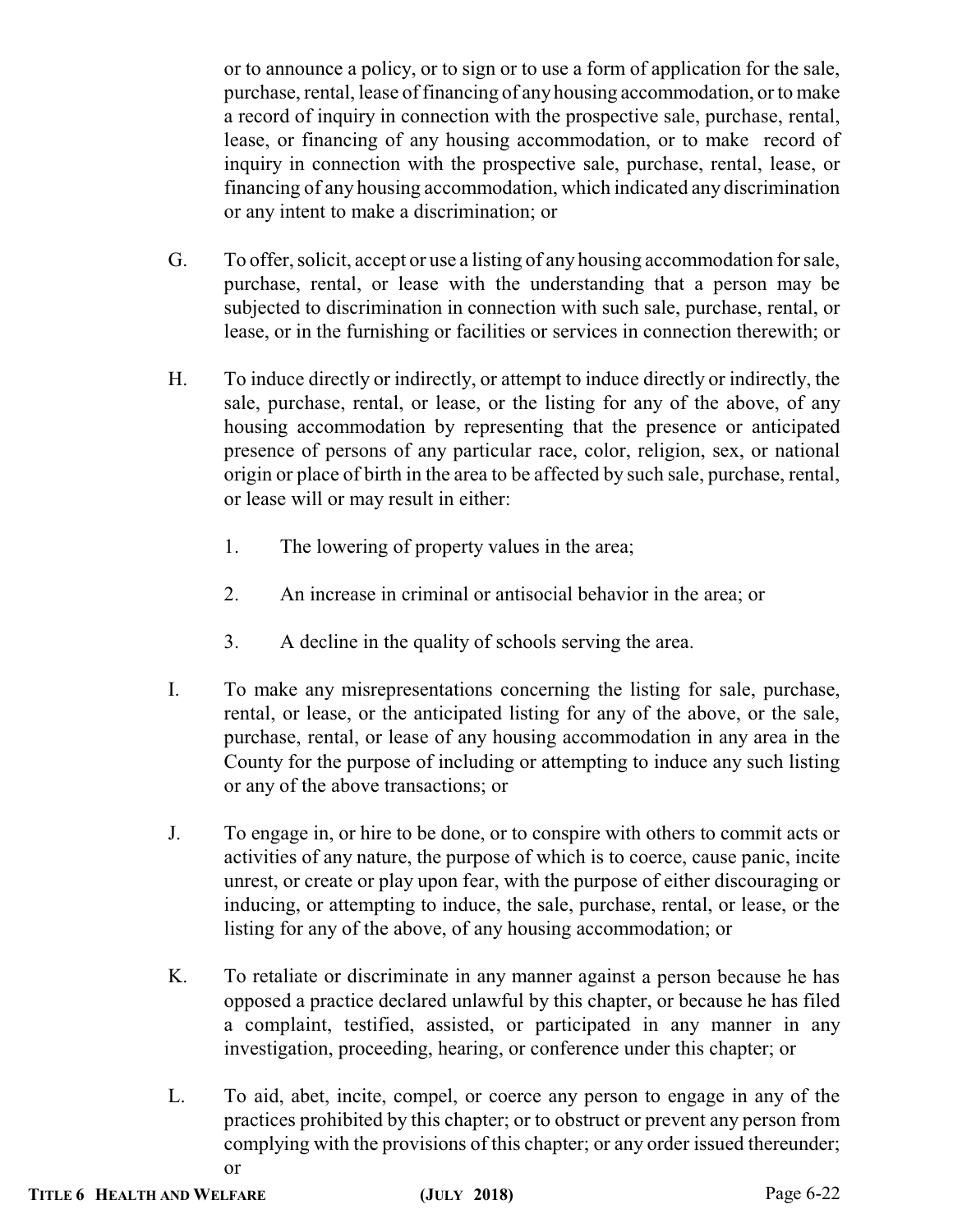or to announce a policy, or to sign or to use a form of application for the sale, purchase, rental, lease of financing of any housing accommodation, or to make a record of inquiry in connection with the prospective sale, purchase, rental, lease, or financing of any housing accommodation, or to make record of inquiry in connection with the prospective sale, purchase, rental, lease, or financing of any housing accommodation, which indicated any discrimination or any intent to make a discrimination; or

G. To offer, solicit, accept or use a listing of any housing accommodation for sale, purchase, rental, or lease with the understanding that a person may be subjected to discrimination in connection with such sale, purchase, rental, or lease, or in the furnishing or facilities or services in connection therewith; or

H. To induce directly or indirectly, or attempt to induce directly or indirectly, the sale, purchase, rental, or lease, or the listing for any of the above, of any housing accommodation by representing that the presence or anticipated presence of persons of any particular race, color, religion, sex, or national origin or place of birth in the area to be affected by such sale, purchase, rental, or lease will or may result in either:

1. The lowering of property values in the area;

2. An increase in criminal or antisocial behavior in the area; or

3. A decline in the quality of schools serving the area.

I. To make any misrepresentations concerning the listing for sale, purchase, rental, or lease, or the anticipated listing for any of the above, or the sale, purchase, rental, or lease of any housing accommodation in any area in the County for the purpose of including or attempting to induce any such listing or any of the above transactions; or

J. To engage in, or hire to be done, or to conspire with others to commit acts or activities of any nature, the purpose of which is to coerce, cause panic, incite unrest, or create or play upon fear, with the purpose of either discouraging or inducing, or attempting to induce, the sale, purchase, rental, or lease, or the listing for any of the above, of any housing accommodation; or

K. To retaliate or discriminate in any manner against a person because he has opposed a practice declared unlawful by this chapter, or because he has filed a complaint, testified, assisted, or participated in any manner in any investigation, proceeding, hearing, or conference under this chapter; or

L. To aid, abet, incite, compel, or coerce any person to engage in any of the practices prohibited by this chapter; or to obstruct or prevent any person from complying with the provisions of this chapter; or any order issued thereunder; or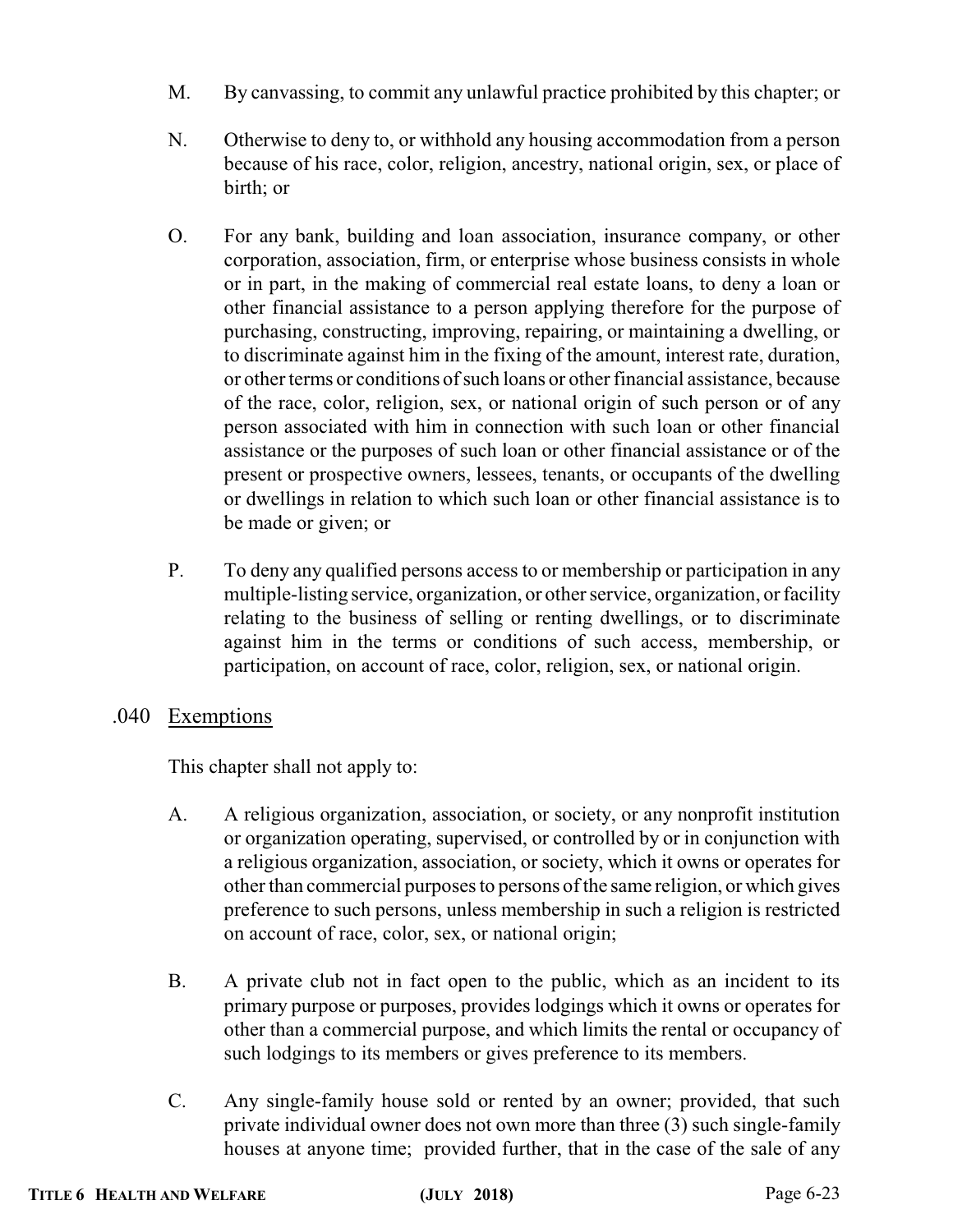M. By canvassing, to commit any unlawful practice prohibited by this chapter; or

N. Otherwise to deny to, or withhold any housing accommodation from a person because of his race, color, religion, ancestry, national origin, sex, or place of birth; or

O. For any bank, building and loan association, insurance company, or other corporation, association, firm, or enterprise whose business consists in whole or in part, in the making of commercial real estate loans, to deny a loan or other financial assistance to a person applying therefore for the purpose of purchasing, constructing, improving, repairing, or maintaining a dwelling, or to discriminate against him in the fixing of the amount, interest rate, duration, or other terms or conditions of such loans or other financial assistance, because of the race, color, religion, sex, or national origin of such person or of any person associated with him in connection with such loan or other financial assistance or the purposes of such loan or other financial assistance or of the present or prospective owners, lessees, tenants, or occupants of the dwelling or dwellings in relation to which such loan or other financial assistance is to be made or given; or

P. To deny any qualified persons access to or membership or participation in any multiple-listing service, organization, or other service, organization, or facility relating to the business of selling or renting dwellings, or to discriminate against him in the terms or conditions of such access, membership, or participation, on account of race, color, religion, sex, or national origin.

## .040 Exemptions

This chapter shall not apply to:

A. A religious organization, association, or society, or any nonprofit institution or organization operating, supervised, or controlled by or in conjunction with a religious organization, association, or society, which it owns or operates for other than commercial purposes to persons of the same religion, or which gives preference to such persons, unless membership in such a religion is restricted on account of race, color, sex, or national origin;

B. A private club not in fact open to the public, which as an incident to its primary purpose or purposes, provides lodgings which it owns or operates for other than a commercial purpose, and which limits the rental or occupancy of such lodgings to its members or gives preference to its members.

C. Any single-family house sold or rented by an owner; provided, that such private individual owner does not own more than three (3) such single-family houses at anyone time; provided further, that in the case of the sale of any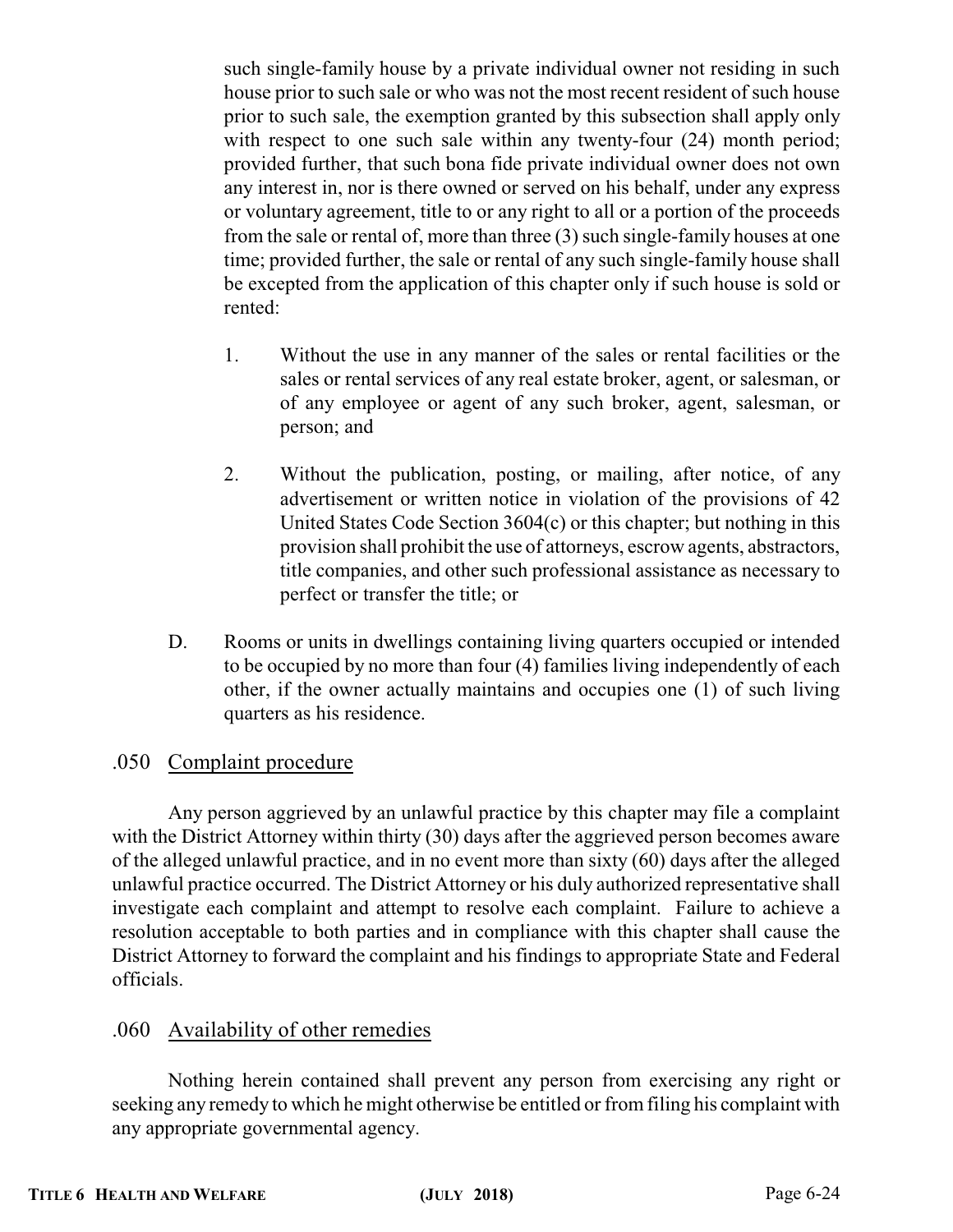such single-family house by a private individual owner not residing in such house prior to such sale or who was not the most recent resident of such house prior to such sale, the exemption granted by this subsection shall apply only with respect to one such sale within any twenty-four (24) month period; provided further, that such bona fide private individual owner does not own any interest in, nor is there owned or served on his behalf, under any express or voluntary agreement, title to or any right to all or a portion of the proceeds from the sale or rental of, more than three (3) such single-family houses at one time; provided further, the sale or rental of any such single-family house shall be excepted from the application of this chapter only if such house is sold or rented:

1. Without the use in any manner of the sales or rental facilities or the sales or rental services of any real estate broker, agent, or salesman, or of any employee or agent of any such broker, agent, salesman, or person; and

2. Without the publication, posting, or mailing, after notice, of any advertisement or written notice in violation of the provisions of 42 United States Code Section 3604(c) or this chapter; but nothing in this provision shall prohibit the use of attorneys, escrow agents, abstractors, title companies, and other such professional assistance as necessary to perfect or transfer the title; or

D. Rooms or units in dwellings containing living quarters occupied or intended to be occupied by no more than four (4) families living independently of each other, if the owner actually maintains and occupies one (1) of such living quarters as his residence.

## .050 Complaint procedure

Any person aggrieved by an unlawful practice by this chapter may file a complaint with the District Attorney within thirty (30) days after the aggrieved person becomes aware of the alleged unlawful practice, and in no event more than sixty (60) days after the alleged unlawful practice occurred. The District Attorney or his duly authorized representative shall investigate each complaint and attempt to resolve each complaint. Failure to achieve a resolution acceptable to both parties and in compliance with this chapter shall cause the District Attorney to forward the complaint and his findings to appropriate State and Federal officials.

## .060 Availability of other remedies

Nothing herein contained shall prevent any person from exercising any right or seeking any remedy to which he might otherwise be entitled or from filing his complaint with any appropriate governmental agency.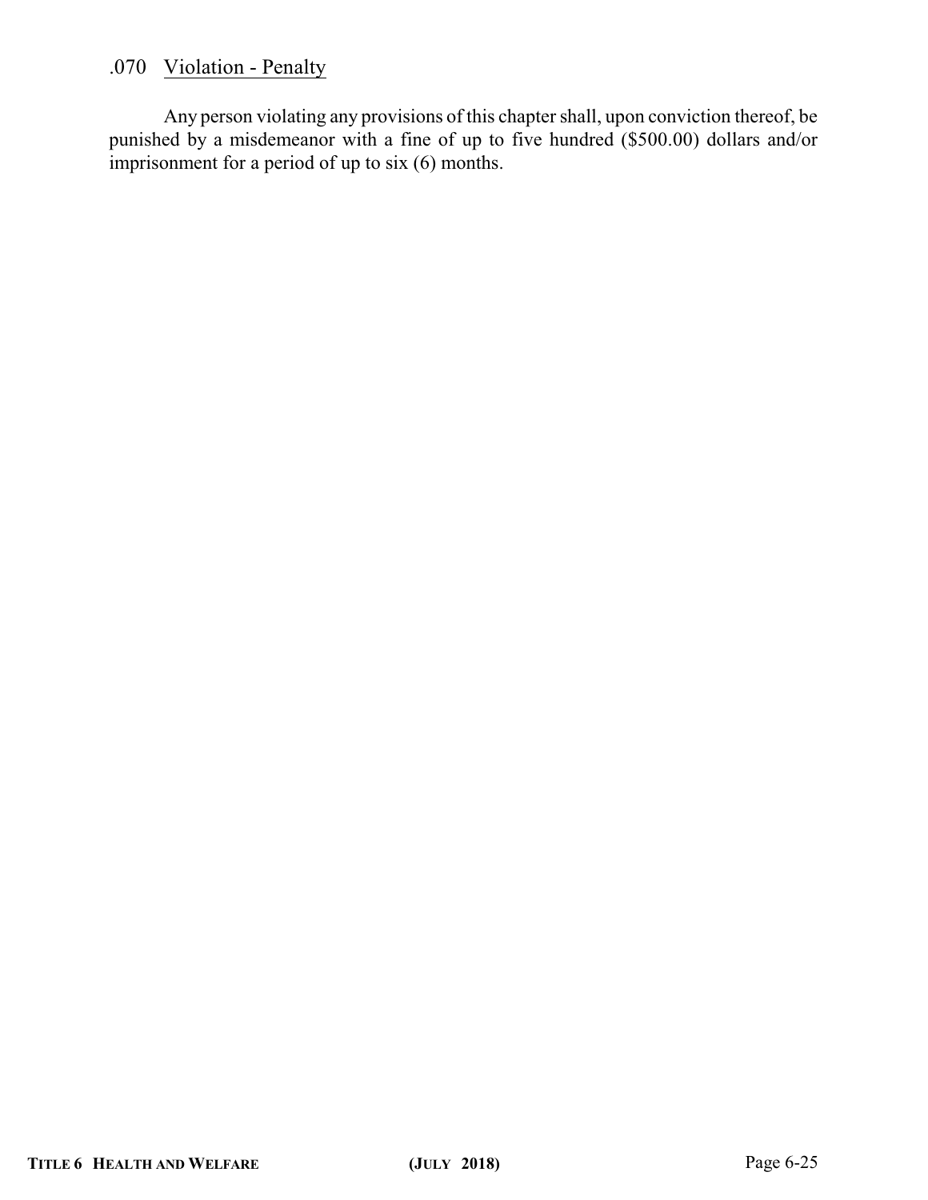### .070 Violation - Penalty

Any person violating any provisions of this chapter shall, upon conviction thereof, be punished by a misdemeanor with a fine of up to five hundred ($500.00) dollars and/or imprisonment for a period of up to six (6) months.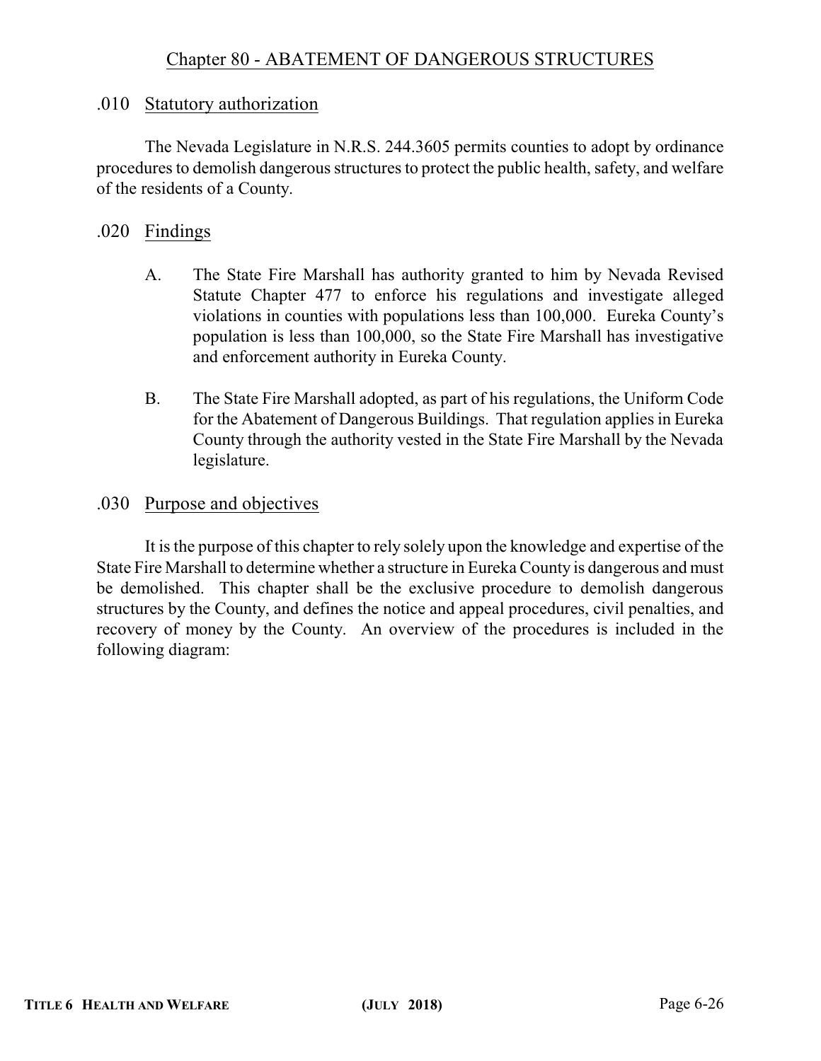# Chapter 80 - ABATEMENT OF DANGEROUS STRUCTURES

## .010 Statutory authorization

The Nevada Legislature in N.R.S. 244.3605 permits counties to adopt by ordinance procedures to demolish dangerous structures to protect the public health, safety, and welfare of the residents of a County.

## .020 Findings

A. The State Fire Marshall has authority granted to him by Nevada Revised Statute Chapter 477 to enforce his regulations and investigate alleged violations in counties with populations less than 100,000. Eureka County's population is less than 100,000, so the State Fire Marshall has investigative and enforcement authority in Eureka County.

B. The State Fire Marshall adopted, as part of his regulations, the Uniform Code for the Abatement of Dangerous Buildings. That regulation applies in Eureka County through the authority vested in the State Fire Marshall by the Nevada legislature.

## .030 Purpose and objectives

It is the purpose of this chapter to rely solely upon the knowledge and expertise of the State Fire Marshall to determine whether a structure in Eureka County is dangerous and must be demolished. This chapter shall be the exclusive procedure to demolish dangerous structures by the County, and defines the notice and appeal procedures, civil penalties, and recovery of money by the County. An overview of the procedures is included in the following diagram: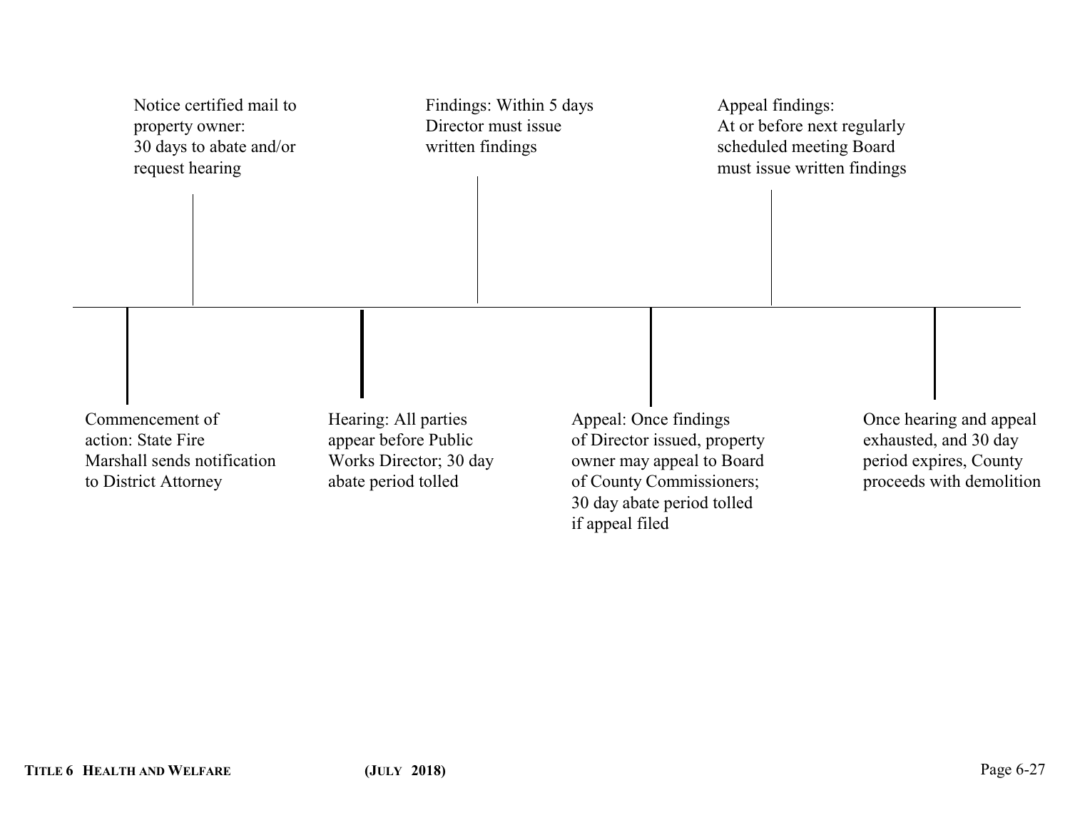Notice certified mail to property owner: 30 days to abate and/or request hearing

Findings: Within 5 days Director must issue written findings

Appeal findings: At or before next regularly scheduled meeting Board must issue written findings

Commencement of action: State Fire Marshall sends notification to District Attorney

Hearing: All parties appear before Public Works Director; 30 day abate period tolled

Appeal: Once findings of Director issued, property owner may appeal to Board of County Commissioners; 30 day abate period tolled if appeal filed

Once hearing and appeal exhausted, and 30 day period expires, County proceeds with demolition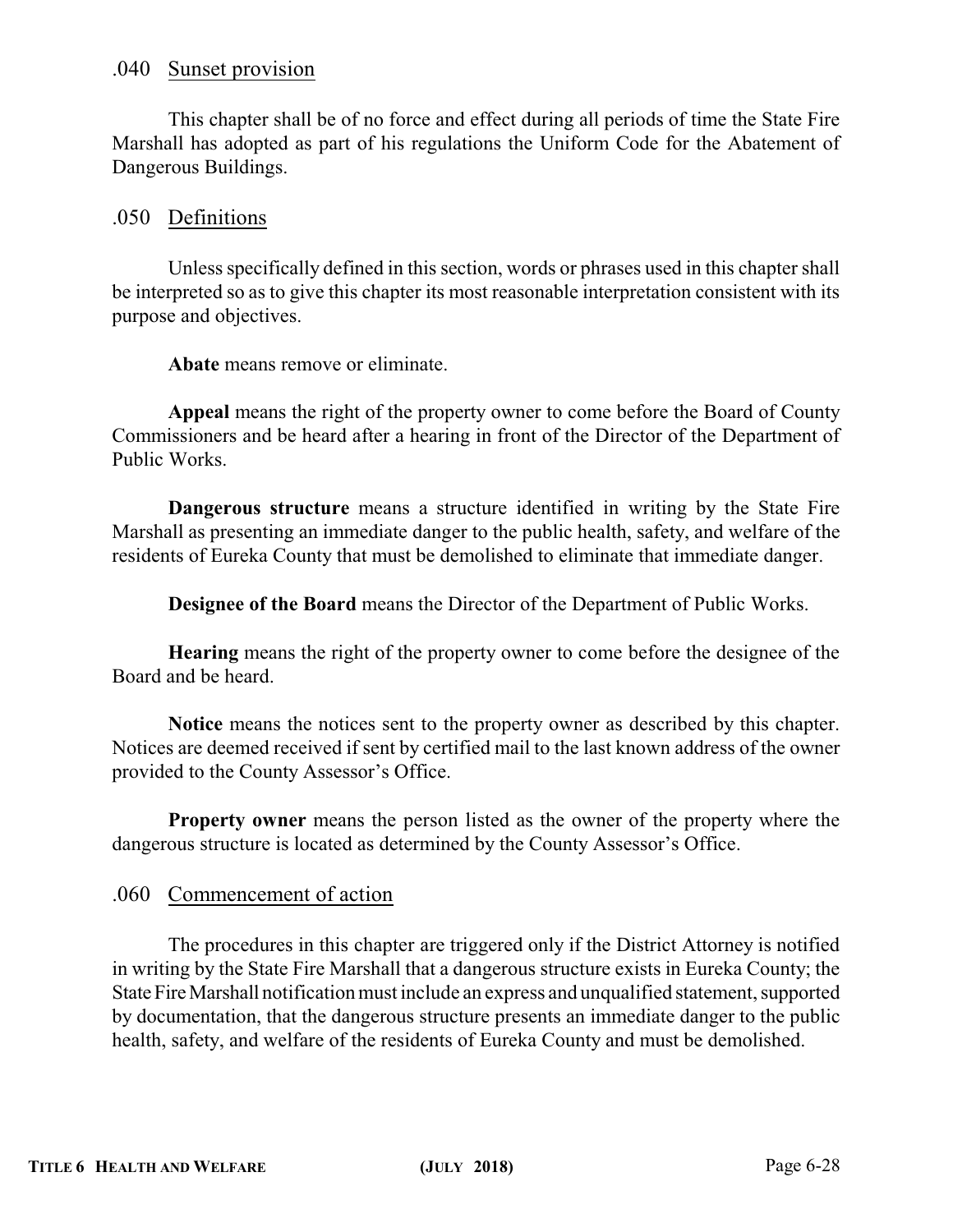### .040 Sunset provision

This chapter shall be of no force and effect during all periods of time the State Fire Marshall has adopted as part of his regulations the Uniform Code for the Abatement of Dangerous Buildings.

### .050 Definitions

Unless specifically defined in this section, words or phrases used in this chapter shall be interpreted so as to give this chapter its most reasonable interpretation consistent with its purpose and objectives.

**Abate** means remove or eliminate.

**Appeal** means the right of the property owner to come before the Board of County Commissioners and be heard after a hearing in front of the Director of the Department of Public Works.

**Dangerous structure** means a structure identified in writing by the State Fire Marshall as presenting an immediate danger to the public health, safety, and welfare of the residents of Eureka County that must be demolished to eliminate that immediate danger.

**Designee of the Board** means the Director of the Department of Public Works.

**Hearing** means the right of the property owner to come before the designee of the Board and be heard.

**Notice** means the notices sent to the property owner as described by this chapter. Notices are deemed received if sent by certified mail to the last known address of the owner provided to the County Assessor's Office.

**Property owner** means the person listed as the owner of the property where the dangerous structure is located as determined by the County Assessor's Office.

### .060 Commencement of action

The procedures in this chapter are triggered only if the District Attorney is notified in writing by the State Fire Marshall that a dangerous structure exists in Eureka County; the State Fire Marshall notification must include an express and unqualified statement, supported by documentation, that the dangerous structure presents an immediate danger to the public health, safety, and welfare of the residents of Eureka County and must be demolished.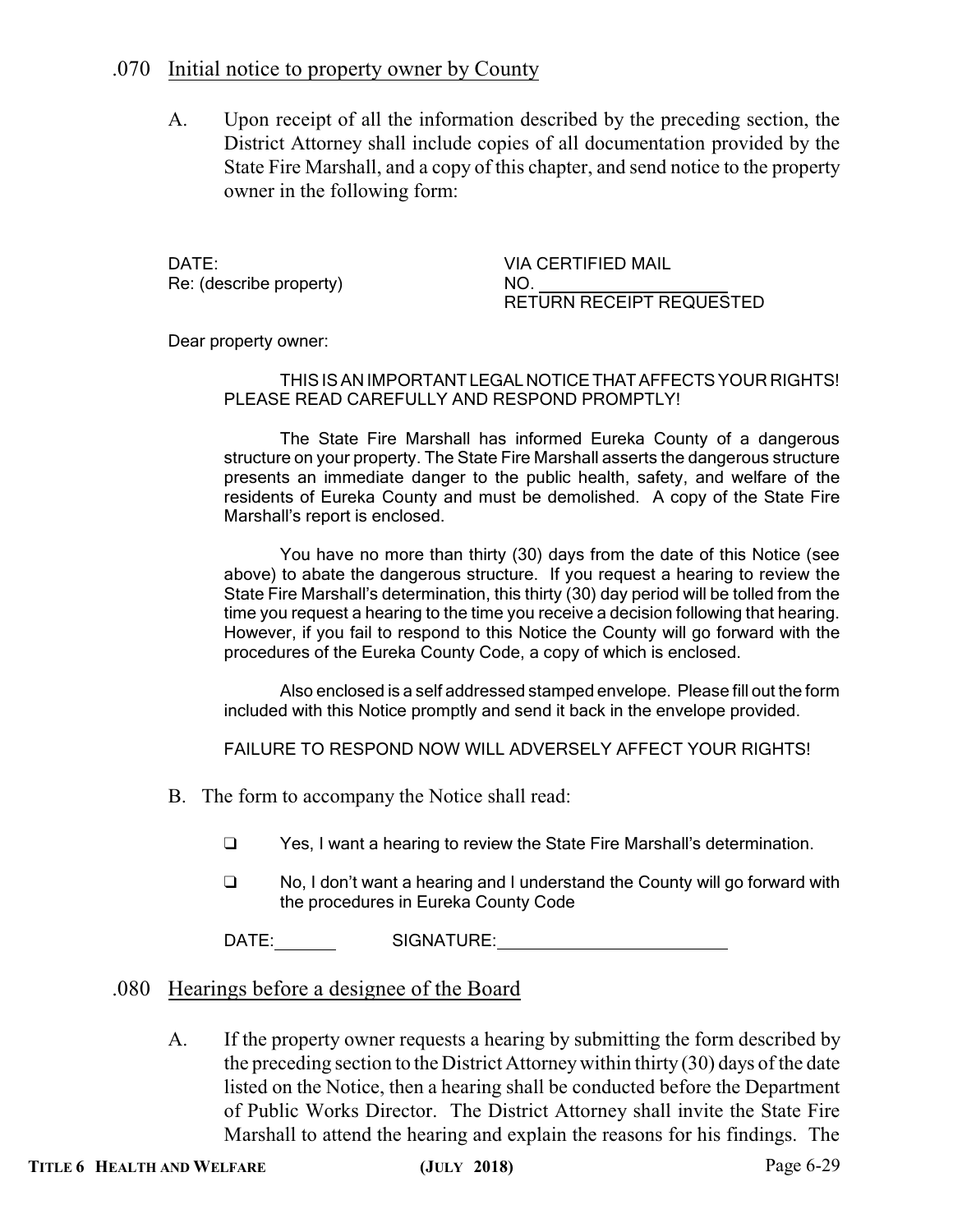## .070 Initial notice to property owner by County

A. Upon receipt of all the information described by the preceding section, the District Attorney shall include copies of all documentation provided by the State Fire Marshall, and a copy of this chapter, and send notice to the property owner in the following form:

DATE: VIA CERTIFIED MAIL
Re: (describe property) NO. ____________________
RETURN RECEIPT REQUESTED

Dear property owner:

THIS IS AN IMPORTANT LEGAL NOTICE THAT AFFECTS YOUR RIGHTS! PLEASE READ CAREFULLY AND RESPOND PROMPTLY!

The State Fire Marshall has informed Eureka County of a dangerous structure on your property. The State Fire Marshall asserts the dangerous structure presents an immediate danger to the public health, safety, and welfare of the residents of Eureka County and must be demolished. A copy of the State Fire Marshall's report is enclosed.

You have no more than thirty (30) days from the date of this Notice (see above) to abate the dangerous structure. If you request a hearing to review the State Fire Marshall's determination, this thirty (30) day period will be tolled from the time you request a hearing to the time you receive a decision following that hearing. However, if you fail to respond to this Notice the County will go forward with the procedures of the Eureka County Code, a copy of which is enclosed.

Also enclosed is a self addressed stamped envelope. Please fill out the form included with this Notice promptly and send it back in the envelope provided.

FAILURE TO RESPOND NOW WILL ADVERSELY AFFECT YOUR RIGHTS!

B. The form to accompany the Notice shall read:

- ❑ Yes, I want a hearing to review the State Fire Marshall's determination.
- ❑ No, I don't want a hearing and I understand the County will go forward with the procedures in Eureka County Code

DATE:_______ SIGNATURE:________________________

## .080 Hearings before a designee of the Board

A. If the property owner requests a hearing by submitting the form described by the preceding section to the District Attorney within thirty (30) days of the date listed on the Notice, then a hearing shall be conducted before the Department of Public Works Director. The District Attorney shall invite the State Fire Marshall to attend the hearing and explain the reasons for his findings. The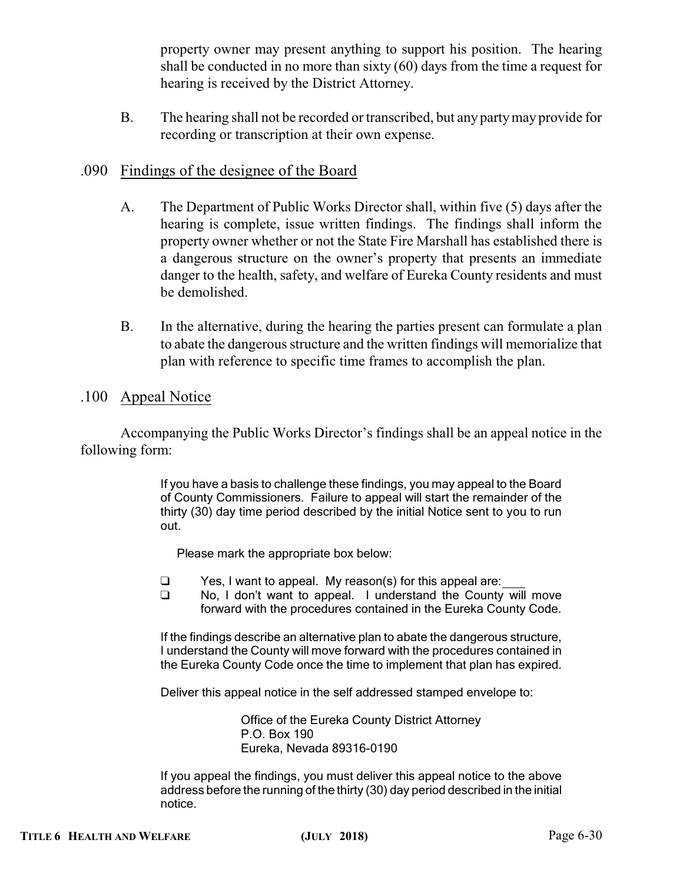property owner may present anything to support his position. The hearing shall be conducted in no more than sixty (60) days from the time a request for hearing is received by the District Attorney.

B. The hearing shall not be recorded or transcribed, but any party may provide for recording or transcription at their own expense.

## .090 Findings of the designee of the Board

A. The Department of Public Works Director shall, within five (5) days after the hearing is complete, issue written findings. The findings shall inform the property owner whether or not the State Fire Marshall has established there is a dangerous structure on the owner's property that presents an immediate danger to the health, safety, and welfare of Eureka County residents and must be demolished.

B. In the alternative, during the hearing the parties present can formulate a plan to abate the dangerous structure and the written findings will memorialize that plan with reference to specific time frames to accomplish the plan.

## .100 Appeal Notice

Accompanying the Public Works Director's findings shall be an appeal notice in the following form:

> If you have a basis to challenge these findings, you may appeal to the Board of County Commissioners. Failure to appeal will start the remainder of the thirty (30) day time period described by the initial Notice sent to you to run out.
>
> Please mark the appropriate box below:
>
> ❑ Yes, I want to appeal. My reason(s) for this appeal are:\_\_\_\_
>
> ❑ No, I don't want to appeal. I understand the County will move forward with the procedures contained in the Eureka County Code.
>
> If the findings describe an alternative plan to abate the dangerous structure, I understand the County will move forward with the procedures contained in the Eureka County Code once the time to implement that plan has expired.
>
> Deliver this appeal notice in the self addressed stamped envelope to:
>
> Office of the Eureka County District Attorney
> P.O. Box 190
> Eureka, Nevada 89316-0190
>
> If you appeal the findings, you must deliver this appeal notice to the above address before the running of the thirty (30) day period described in the initial notice.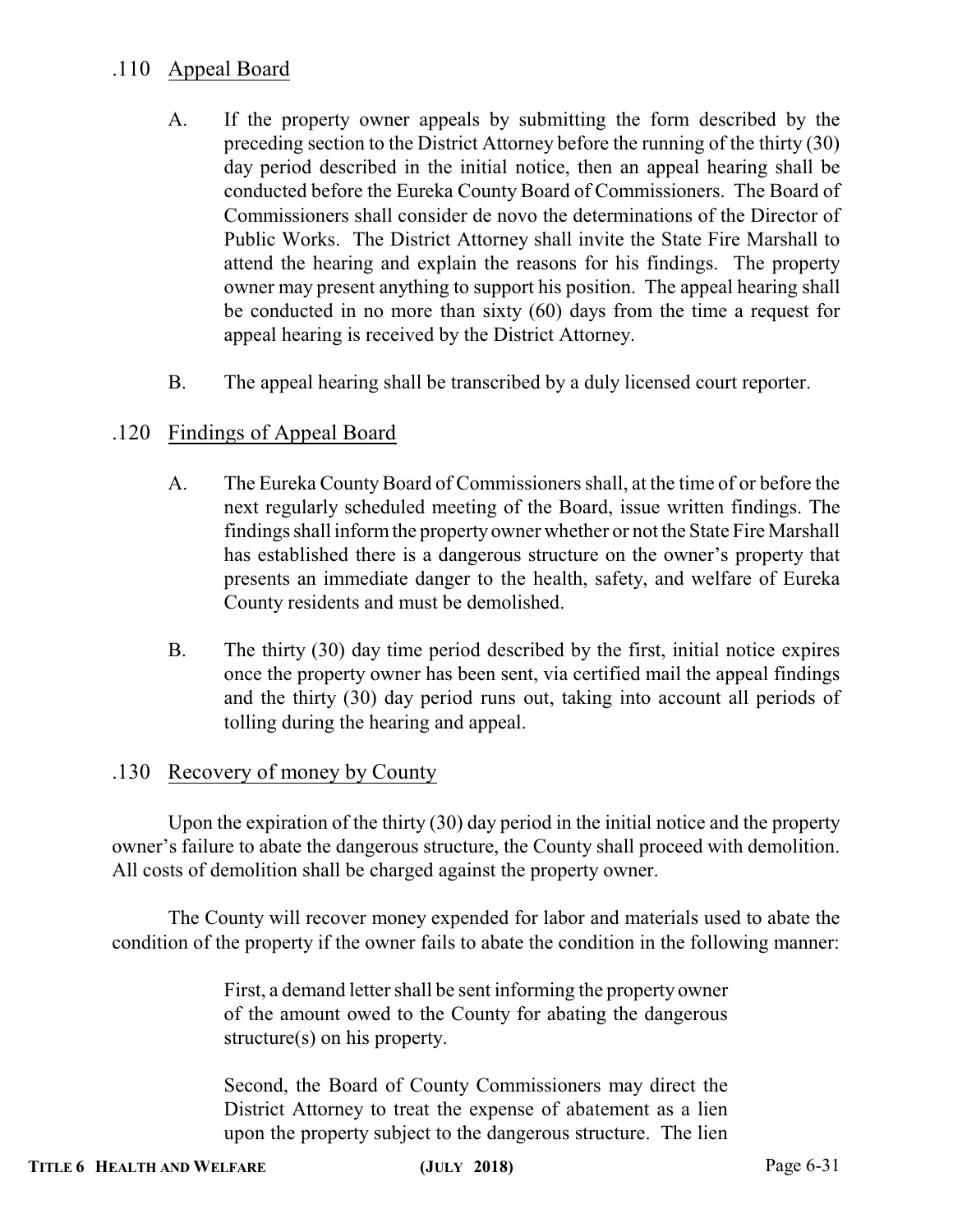## .110 Appeal Board

A. If the property owner appeals by submitting the form described by the preceding section to the District Attorney before the running of the thirty (30) day period described in the initial notice, then an appeal hearing shall be conducted before the Eureka County Board of Commissioners. The Board of Commissioners shall consider de novo the determinations of the Director of Public Works. The District Attorney shall invite the State Fire Marshall to attend the hearing and explain the reasons for his findings. The property owner may present anything to support his position. The appeal hearing shall be conducted in no more than sixty (60) days from the time a request for appeal hearing is received by the District Attorney.

B. The appeal hearing shall be transcribed by a duly licensed court reporter.

## .120 Findings of Appeal Board

A. The Eureka County Board of Commissioners shall, at the time of or before the next regularly scheduled meeting of the Board, issue written findings. The findings shall inform the property owner whether or not the State Fire Marshall has established there is a dangerous structure on the owner's property that presents an immediate danger to the health, safety, and welfare of Eureka County residents and must be demolished.

B. The thirty (30) day time period described by the first, initial notice expires once the property owner has been sent, via certified mail the appeal findings and the thirty (30) day period runs out, taking into account all periods of tolling during the hearing and appeal.

## .130 Recovery of money by County

Upon the expiration of the thirty (30) day period in the initial notice and the property owner's failure to abate the dangerous structure, the County shall proceed with demolition. All costs of demolition shall be charged against the property owner.

The County will recover money expended for labor and materials used to abate the condition of the property if the owner fails to abate the condition in the following manner:

> First, a demand letter shall be sent informing the property owner of the amount owed to the County for abating the dangerous structure(s) on his property.
>
> Second, the Board of County Commissioners may direct the District Attorney to treat the expense of abatement as a lien upon the property subject to the dangerous structure. The lien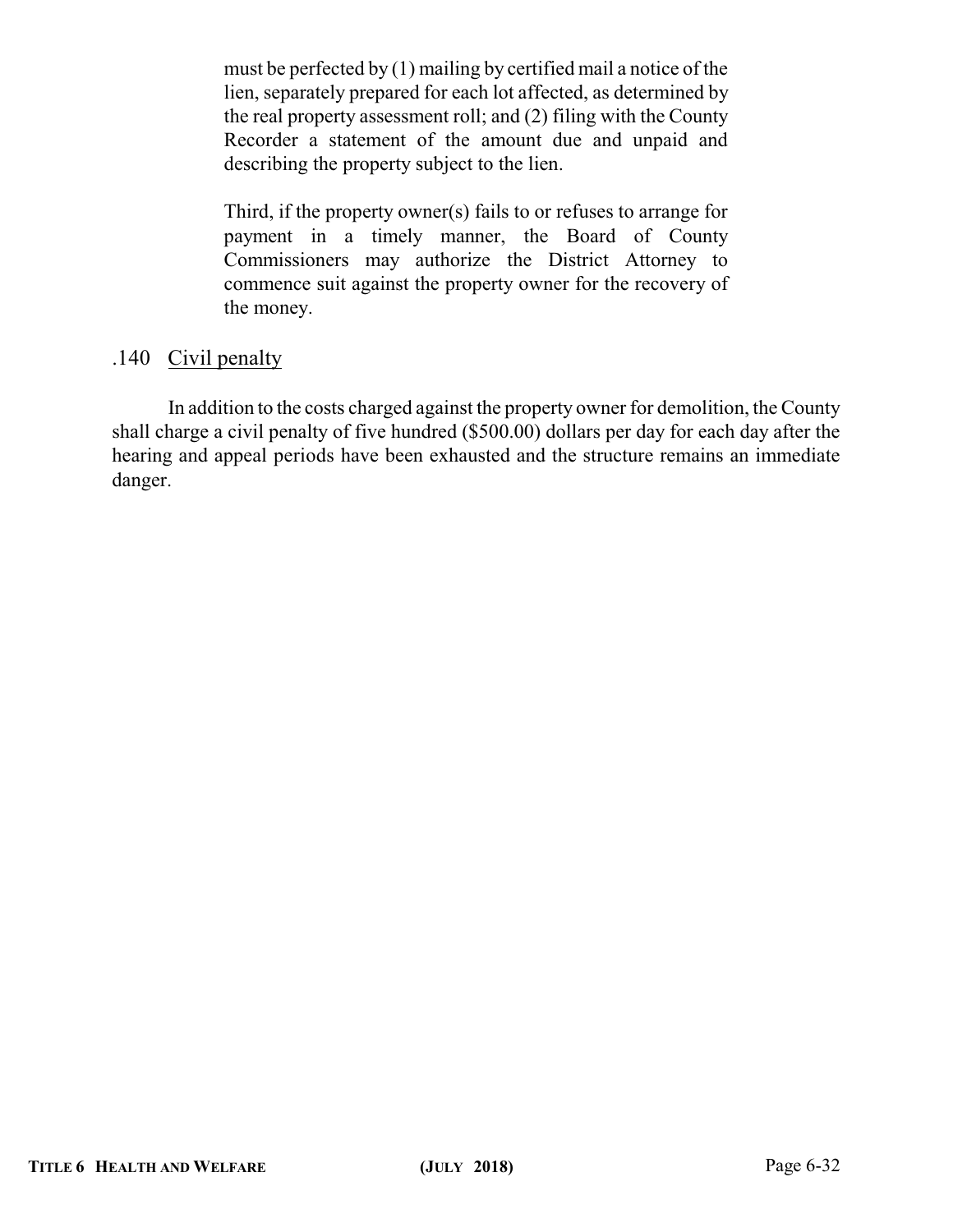must be perfected by (1) mailing by certified mail a notice of the lien, separately prepared for each lot affected, as determined by the real property assessment roll; and (2) filing with the County Recorder a statement of the amount due and unpaid and describing the property subject to the lien.

Third, if the property owner(s) fails to or refuses to arrange for payment in a timely manner, the Board of County Commissioners may authorize the District Attorney to commence suit against the property owner for the recovery of the money.

### .140 Civil penalty

In addition to the costs charged against the property owner for demolition, the County shall charge a civil penalty of five hundred ($500.00) dollars per day for each day after the hearing and appeal periods have been exhausted and the structure remains an immediate danger.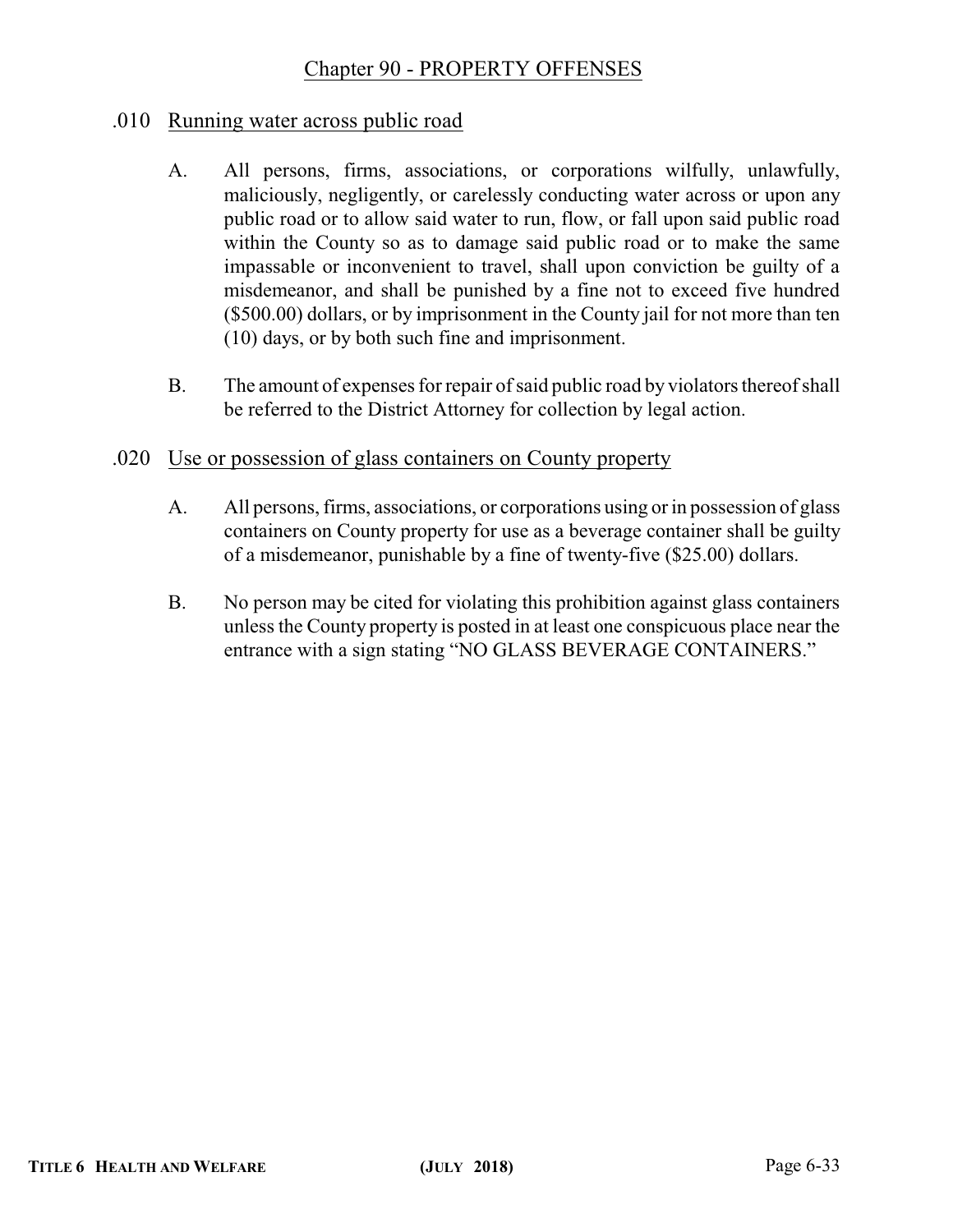## Chapter 90 - PROPERTY OFFENSES

### .010 Running water across public road

A. All persons, firms, associations, or corporations wilfully, unlawfully, maliciously, negligently, or carelessly conducting water across or upon any public road or to allow said water to run, flow, or fall upon said public road within the County so as to damage said public road or to make the same impassable or inconvenient to travel, shall upon conviction be guilty of a misdemeanor, and shall be punished by a fine not to exceed five hundred ($500.00) dollars, or by imprisonment in the County jail for not more than ten (10) days, or by both such fine and imprisonment.

B. The amount of expenses for repair of said public road by violators thereof shall be referred to the District Attorney for collection by legal action.

### .020 Use or possession of glass containers on County property

A. All persons, firms, associations, or corporations using or in possession of glass containers on County property for use as a beverage container shall be guilty of a misdemeanor, punishable by a fine of twenty-five ($25.00) dollars.

B. No person may be cited for violating this prohibition against glass containers unless the County property is posted in at least one conspicuous place near the entrance with a sign stating "NO GLASS BEVERAGE CONTAINERS."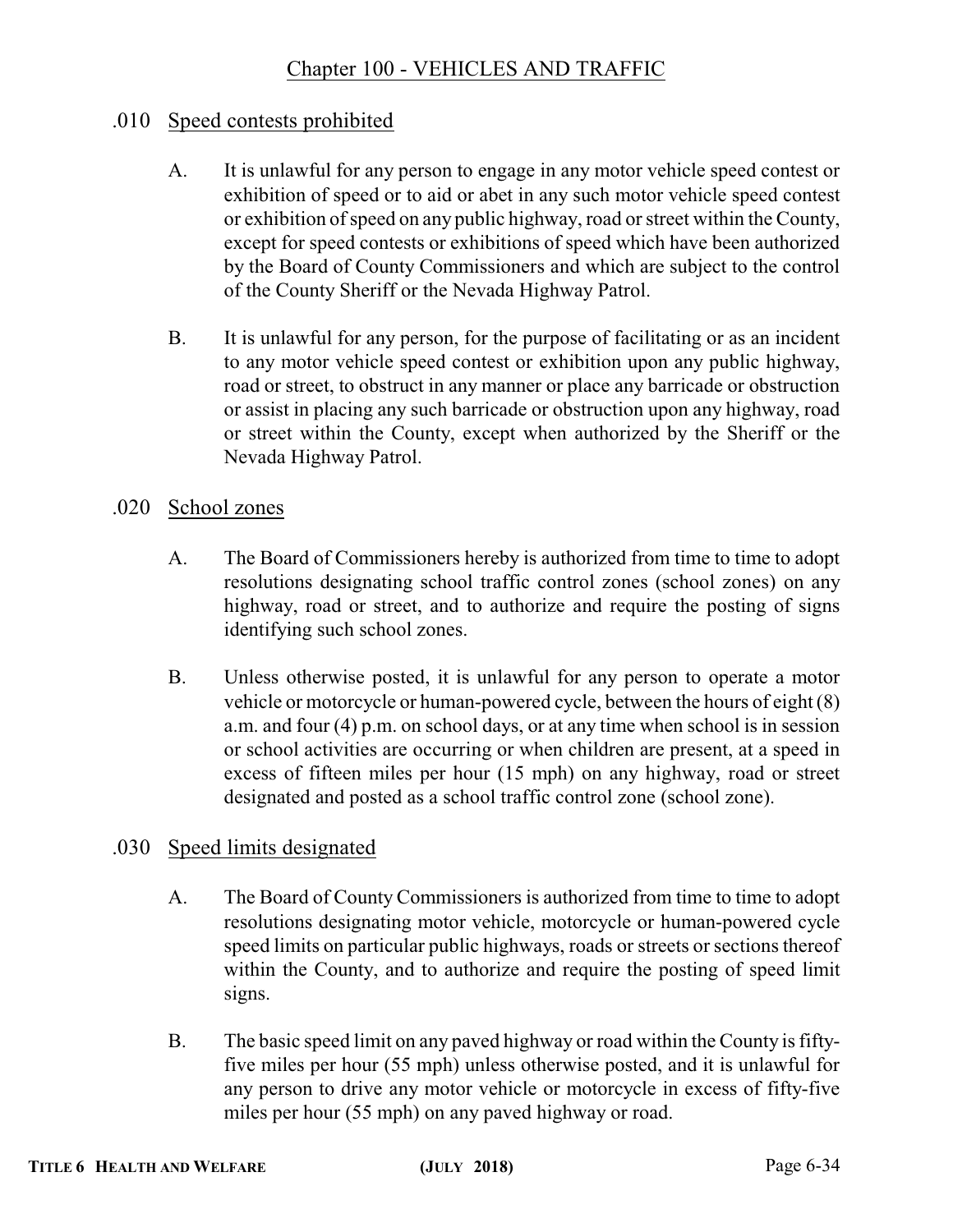# Chapter 100 - VEHICLES AND TRAFFIC

## .010 Speed contests prohibited

A. It is unlawful for any person to engage in any motor vehicle speed contest or exhibition of speed or to aid or abet in any such motor vehicle speed contest or exhibition of speed on any public highway, road or street within the County, except for speed contests or exhibitions of speed which have been authorized by the Board of County Commissioners and which are subject to the control of the County Sheriff or the Nevada Highway Patrol.

B. It is unlawful for any person, for the purpose of facilitating or as an incident to any motor vehicle speed contest or exhibition upon any public highway, road or street, to obstruct in any manner or place any barricade or obstruction or assist in placing any such barricade or obstruction upon any highway, road or street within the County, except when authorized by the Sheriff or the Nevada Highway Patrol.

## .020 School zones

A. The Board of Commissioners hereby is authorized from time to time to adopt resolutions designating school traffic control zones (school zones) on any highway, road or street, and to authorize and require the posting of signs identifying such school zones.

B. Unless otherwise posted, it is unlawful for any person to operate a motor vehicle or motorcycle or human-powered cycle, between the hours of eight (8) a.m. and four (4) p.m. on school days, or at any time when school is in session or school activities are occurring or when children are present, at a speed in excess of fifteen miles per hour (15 mph) on any highway, road or street designated and posted as a school traffic control zone (school zone).

## .030 Speed limits designated

A. The Board of County Commissioners is authorized from time to time to adopt resolutions designating motor vehicle, motorcycle or human-powered cycle speed limits on particular public highways, roads or streets or sections thereof within the County, and to authorize and require the posting of speed limit signs.

B. The basic speed limit on any paved highway or road within the County is fifty-five miles per hour (55 mph) unless otherwise posted, and it is unlawful for any person to drive any motor vehicle or motorcycle in excess of fifty-five miles per hour (55 mph) on any paved highway or road.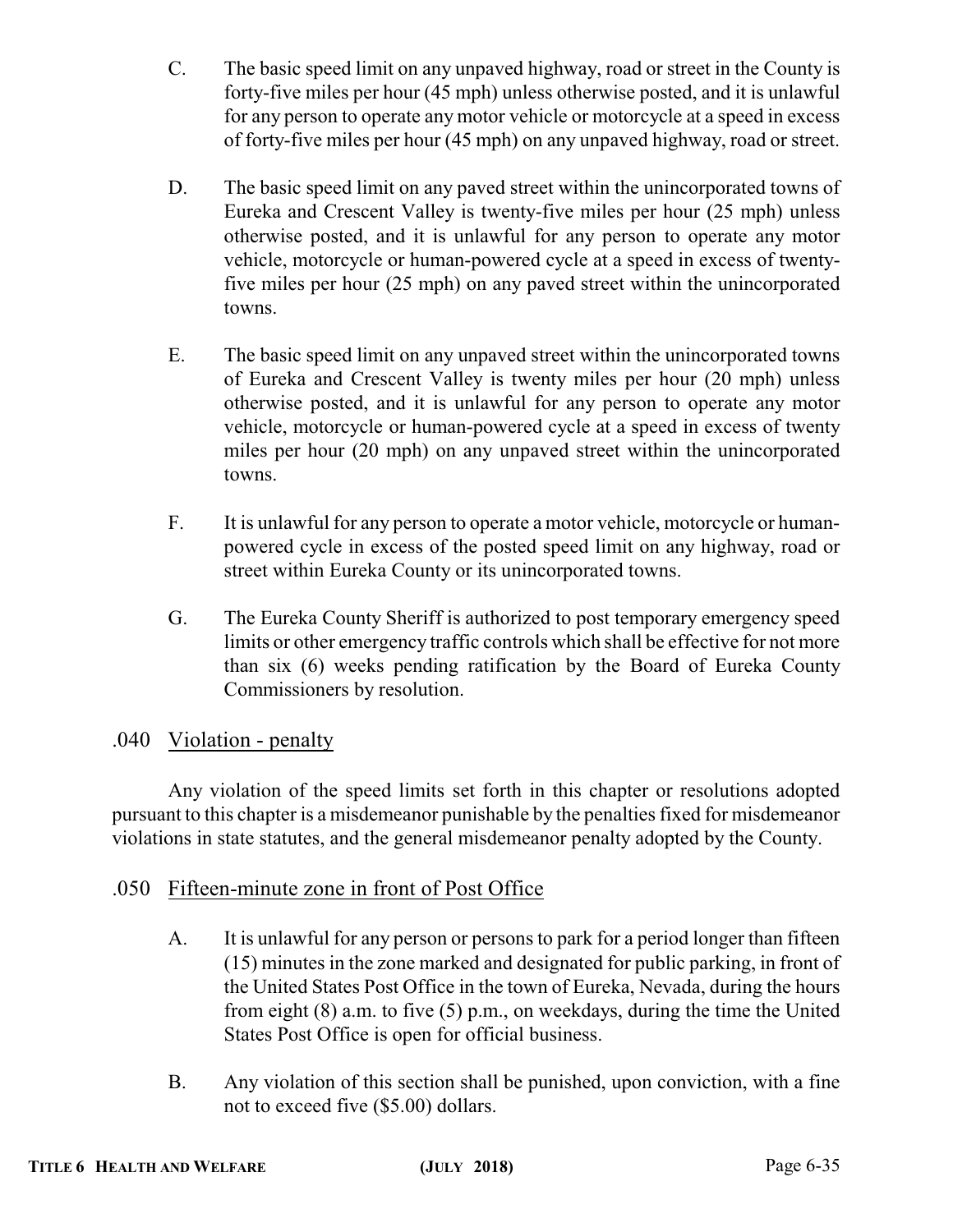C. The basic speed limit on any unpaved highway, road or street in the County is forty-five miles per hour (45 mph) unless otherwise posted, and it is unlawful for any person to operate any motor vehicle or motorcycle at a speed in excess of forty-five miles per hour (45 mph) on any unpaved highway, road or street.

D. The basic speed limit on any paved street within the unincorporated towns of Eureka and Crescent Valley is twenty-five miles per hour (25 mph) unless otherwise posted, and it is unlawful for any person to operate any motor vehicle, motorcycle or human-powered cycle at a speed in excess of twenty-five miles per hour (25 mph) on any paved street within the unincorporated towns.

E. The basic speed limit on any unpaved street within the unincorporated towns of Eureka and Crescent Valley is twenty miles per hour (20 mph) unless otherwise posted, and it is unlawful for any person to operate any motor vehicle, motorcycle or human-powered cycle at a speed in excess of twenty miles per hour (20 mph) on any unpaved street within the unincorporated towns.

F. It is unlawful for any person to operate a motor vehicle, motorcycle or human-powered cycle in excess of the posted speed limit on any highway, road or street within Eureka County or its unincorporated towns.

G. The Eureka County Sheriff is authorized to post temporary emergency speed limits or other emergency traffic controls which shall be effective for not more than six (6) weeks pending ratification by the Board of Eureka County Commissioners by resolution.

### .040 Violation - penalty

Any violation of the speed limits set forth in this chapter or resolutions adopted pursuant to this chapter is a misdemeanor punishable by the penalties fixed for misdemeanor violations in state statutes, and the general misdemeanor penalty adopted by the County.

### .050 Fifteen-minute zone in front of Post Office

A. It is unlawful for any person or persons to park for a period longer than fifteen (15) minutes in the zone marked and designated for public parking, in front of the United States Post Office in the town of Eureka, Nevada, during the hours from eight (8) a.m. to five (5) p.m., on weekdays, during the time the United States Post Office is open for official business.

B. Any violation of this section shall be punished, upon conviction, with a fine not to exceed five ($5.00) dollars.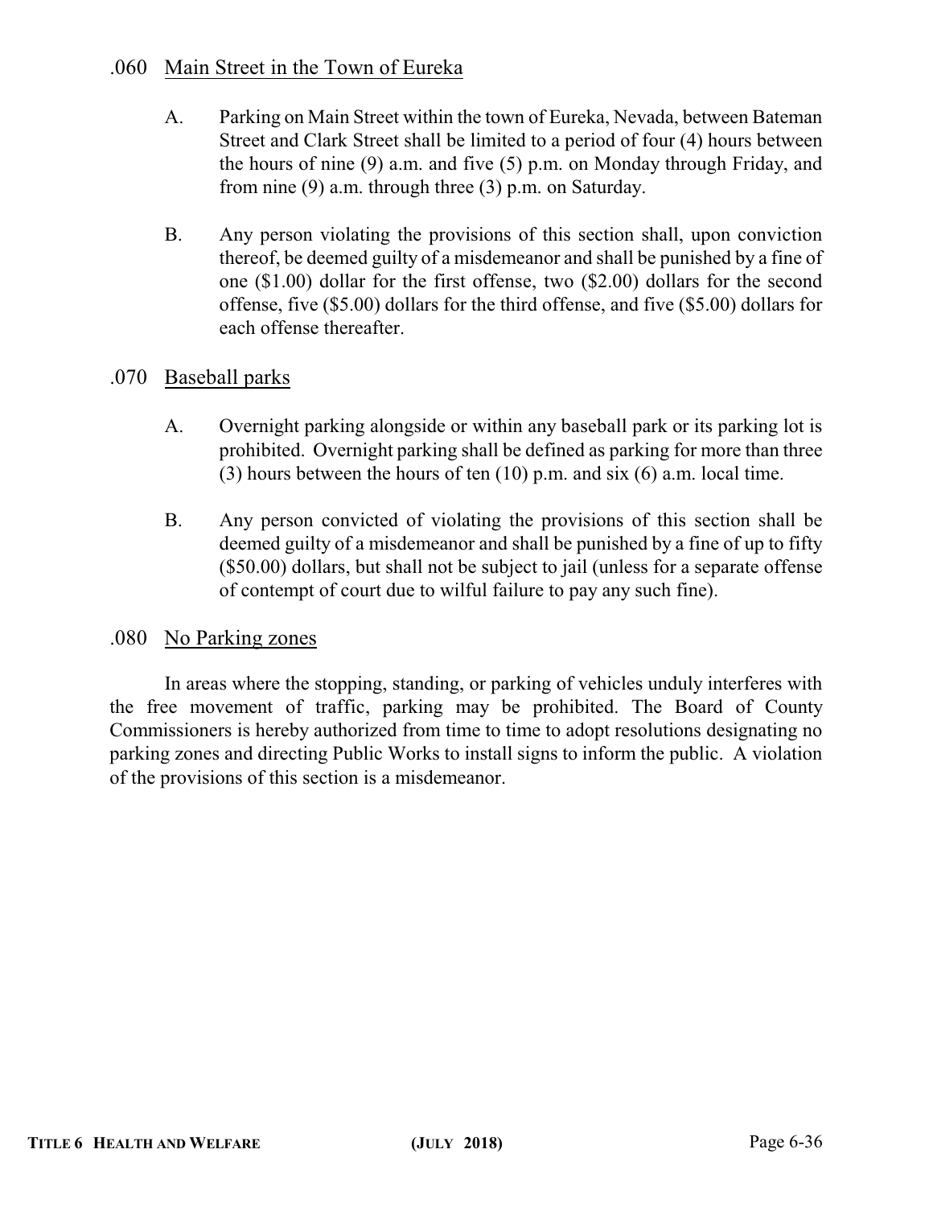## .060 Main Street in the Town of Eureka

A. Parking on Main Street within the town of Eureka, Nevada, between Bateman Street and Clark Street shall be limited to a period of four (4) hours between the hours of nine (9) a.m. and five (5) p.m. on Monday through Friday, and from nine (9) a.m. through three (3) p.m. on Saturday.

B. Any person violating the provisions of this section shall, upon conviction thereof, be deemed guilty of a misdemeanor and shall be punished by a fine of one ($1.00) dollar for the first offense, two ($2.00) dollars for the second offense, five ($5.00) dollars for the third offense, and five ($5.00) dollars for each offense thereafter.

## .070 Baseball parks

A. Overnight parking alongside or within any baseball park or its parking lot is prohibited. Overnight parking shall be defined as parking for more than three (3) hours between the hours of ten (10) p.m. and six (6) a.m. local time.

B. Any person convicted of violating the provisions of this section shall be deemed guilty of a misdemeanor and shall be punished by a fine of up to fifty ($50.00) dollars, but shall not be subject to jail (unless for a separate offense of contempt of court due to wilful failure to pay any such fine).

## .080 No Parking zones

In areas where the stopping, standing, or parking of vehicles unduly interferes with the free movement of traffic, parking may be prohibited. The Board of County Commissioners is hereby authorized from time to time to adopt resolutions designating no parking zones and directing Public Works to install signs to inform the public. A violation of the provisions of this section is a misdemeanor.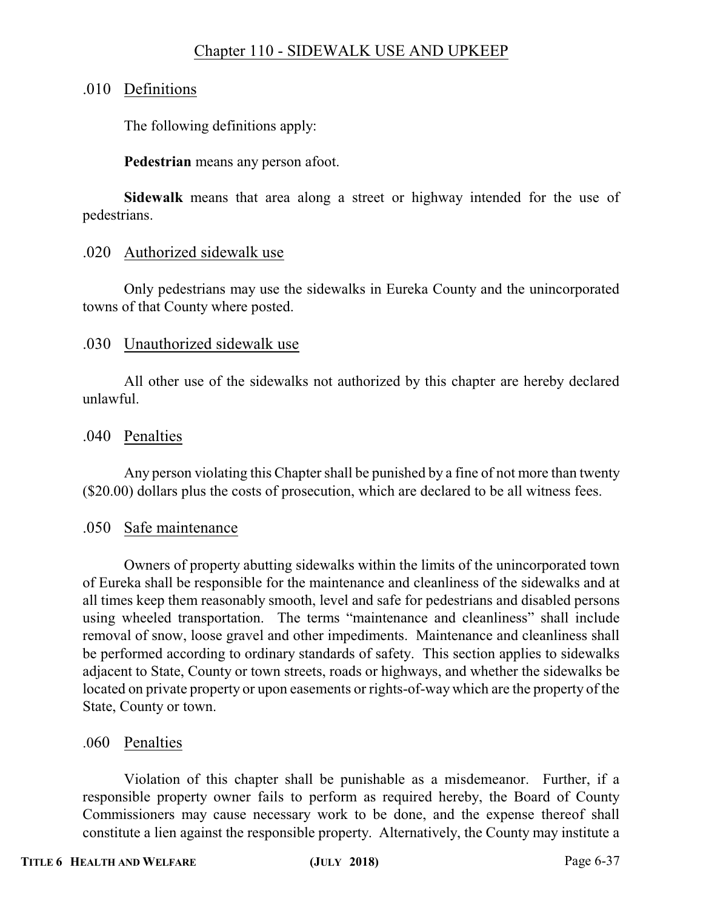# Chapter 110 - SIDEWALK USE AND UPKEEP

## .010 Definitions

The following definitions apply:

**Pedestrian** means any person afoot.

**Sidewalk** means that area along a street or highway intended for the use of pedestrians.

## .020 Authorized sidewalk use

Only pedestrians may use the sidewalks in Eureka County and the unincorporated towns of that County where posted.

## .030 Unauthorized sidewalk use

All other use of the sidewalks not authorized by this chapter are hereby declared unlawful.

## .040 Penalties

Any person violating this Chapter shall be punished by a fine of not more than twenty ($20.00) dollars plus the costs of prosecution, which are declared to be all witness fees.

## .050 Safe maintenance

Owners of property abutting sidewalks within the limits of the unincorporated town of Eureka shall be responsible for the maintenance and cleanliness of the sidewalks and at all times keep them reasonably smooth, level and safe for pedestrians and disabled persons using wheeled transportation. The terms "maintenance and cleanliness" shall include removal of snow, loose gravel and other impediments. Maintenance and cleanliness shall be performed according to ordinary standards of safety. This section applies to sidewalks adjacent to State, County or town streets, roads or highways, and whether the sidewalks be located on private property or upon easements or rights-of-way which are the property of the State, County or town.

## .060 Penalties

Violation of this chapter shall be punishable as a misdemeanor. Further, if a responsible property owner fails to perform as required hereby, the Board of County Commissioners may cause necessary work to be done, and the expense thereof shall constitute a lien against the responsible property. Alternatively, the County may institute a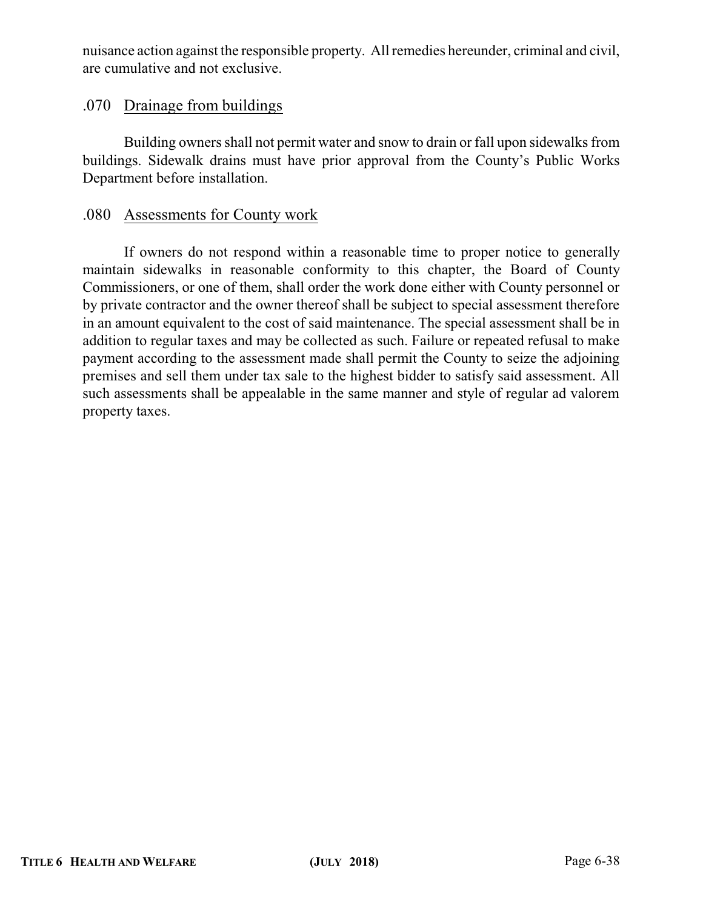nuisance action against the responsible property. All remedies hereunder, criminal and civil, are cumulative and not exclusive.

### .070 Drainage from buildings

Building owners shall not permit water and snow to drain or fall upon sidewalks from buildings. Sidewalk drains must have prior approval from the County's Public Works Department before installation.

### .080 Assessments for County work

If owners do not respond within a reasonable time to proper notice to generally maintain sidewalks in reasonable conformity to this chapter, the Board of County Commissioners, or one of them, shall order the work done either with County personnel or by private contractor and the owner thereof shall be subject to special assessment therefore in an amount equivalent to the cost of said maintenance. The special assessment shall be in addition to regular taxes and may be collected as such. Failure or repeated refusal to make payment according to the assessment made shall permit the County to seize the adjoining premises and sell them under tax sale to the highest bidder to satisfy said assessment. All such assessments shall be appealable in the same manner and style of regular ad valorem property taxes.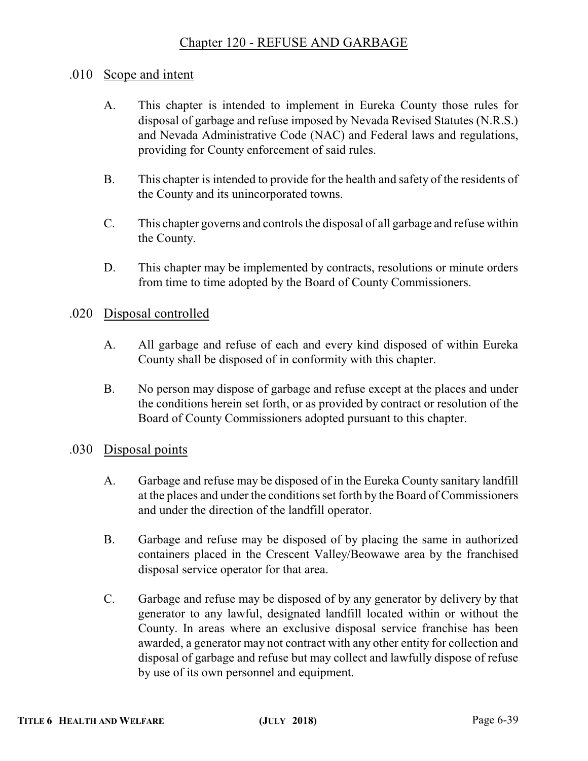# Chapter 120 - REFUSE AND GARBAGE

## .010 Scope and intent

A. This chapter is intended to implement in Eureka County those rules for disposal of garbage and refuse imposed by Nevada Revised Statutes (N.R.S.) and Nevada Administrative Code (NAC) and Federal laws and regulations, providing for County enforcement of said rules.

B. This chapter is intended to provide for the health and safety of the residents of the County and its unincorporated towns.

C. This chapter governs and controls the disposal of all garbage and refuse within the County.

D. This chapter may be implemented by contracts, resolutions or minute orders from time to time adopted by the Board of County Commissioners.

## .020 Disposal controlled

A. All garbage and refuse of each and every kind disposed of within Eureka County shall be disposed of in conformity with this chapter.

B. No person may dispose of garbage and refuse except at the places and under the conditions herein set forth, or as provided by contract or resolution of the Board of County Commissioners adopted pursuant to this chapter.

## .030 Disposal points

A. Garbage and refuse may be disposed of in the Eureka County sanitary landfill at the places and under the conditions set forth by the Board of Commissioners and under the direction of the landfill operator.

B. Garbage and refuse may be disposed of by placing the same in authorized containers placed in the Crescent Valley/Beowawe area by the franchised disposal service operator for that area.

C. Garbage and refuse may be disposed of by any generator by delivery by that generator to any lawful, designated landfill located within or without the County. In areas where an exclusive disposal service franchise has been awarded, a generator may not contract with any other entity for collection and disposal of garbage and refuse but may collect and lawfully dispose of refuse by use of its own personnel and equipment.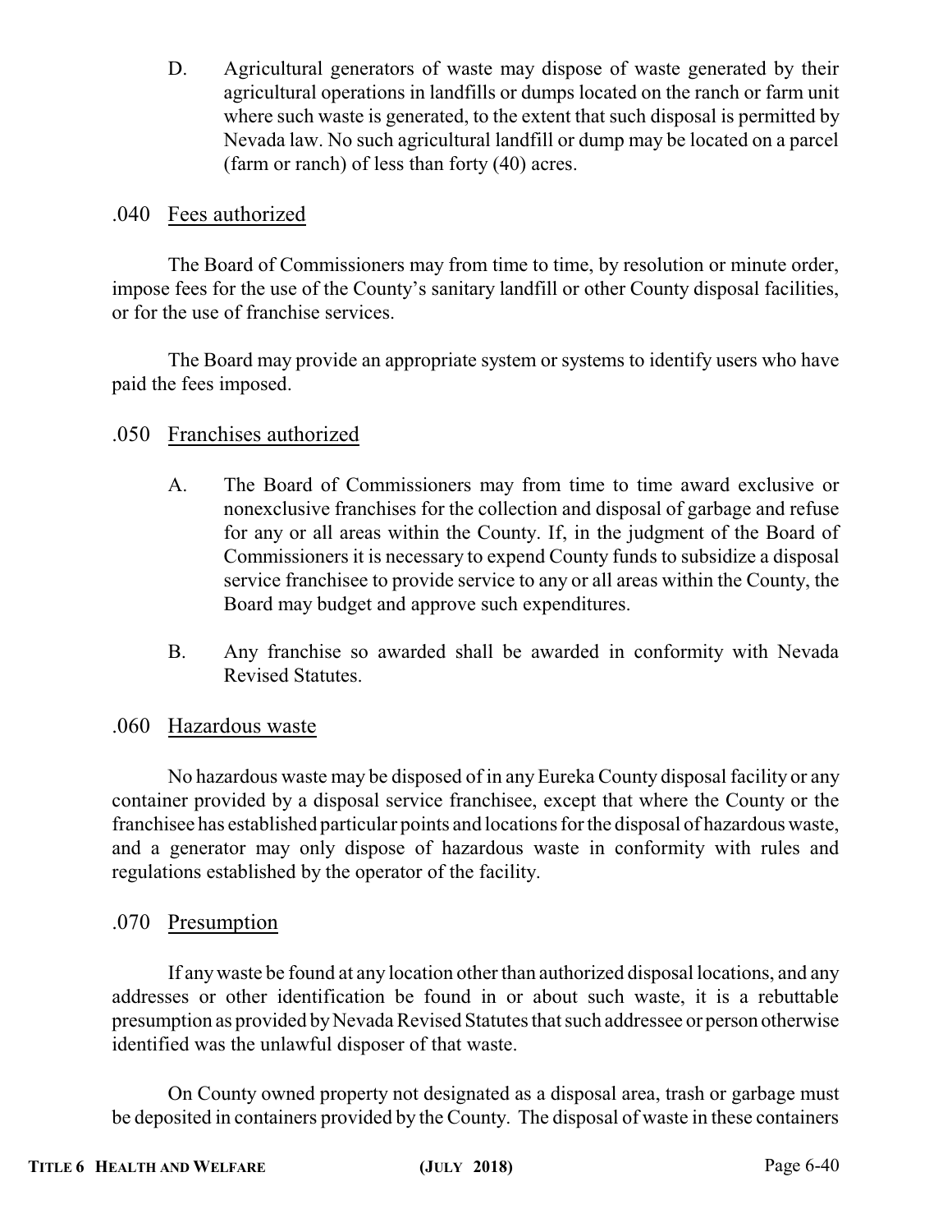D. Agricultural generators of waste may dispose of waste generated by their agricultural operations in landfills or dumps located on the ranch or farm unit where such waste is generated, to the extent that such disposal is permitted by Nevada law. No such agricultural landfill or dump may be located on a parcel (farm or ranch) of less than forty (40) acres.

### .040 Fees authorized

The Board of Commissioners may from time to time, by resolution or minute order, impose fees for the use of the County's sanitary landfill or other County disposal facilities, or for the use of franchise services.

The Board may provide an appropriate system or systems to identify users who have paid the fees imposed.

### .050 Franchises authorized

A. The Board of Commissioners may from time to time award exclusive or nonexclusive franchises for the collection and disposal of garbage and refuse for any or all areas within the County. If, in the judgment of the Board of Commissioners it is necessary to expend County funds to subsidize a disposal service franchisee to provide service to any or all areas within the County, the Board may budget and approve such expenditures.

B. Any franchise so awarded shall be awarded in conformity with Nevada Revised Statutes.

### .060 Hazardous waste

No hazardous waste may be disposed of in any Eureka County disposal facility or any container provided by a disposal service franchisee, except that where the County or the franchisee has established particular points and locations for the disposal of hazardous waste, and a generator may only dispose of hazardous waste in conformity with rules and regulations established by the operator of the facility.

### .070 Presumption

If any waste be found at any location other than authorized disposal locations, and any addresses or other identification be found in or about such waste, it is a rebuttable presumption as provided by Nevada Revised Statutes that such addressee or person otherwise identified was the unlawful disposer of that waste.

On County owned property not designated as a disposal area, trash or garbage must be deposited in containers provided by the County. The disposal of waste in these containers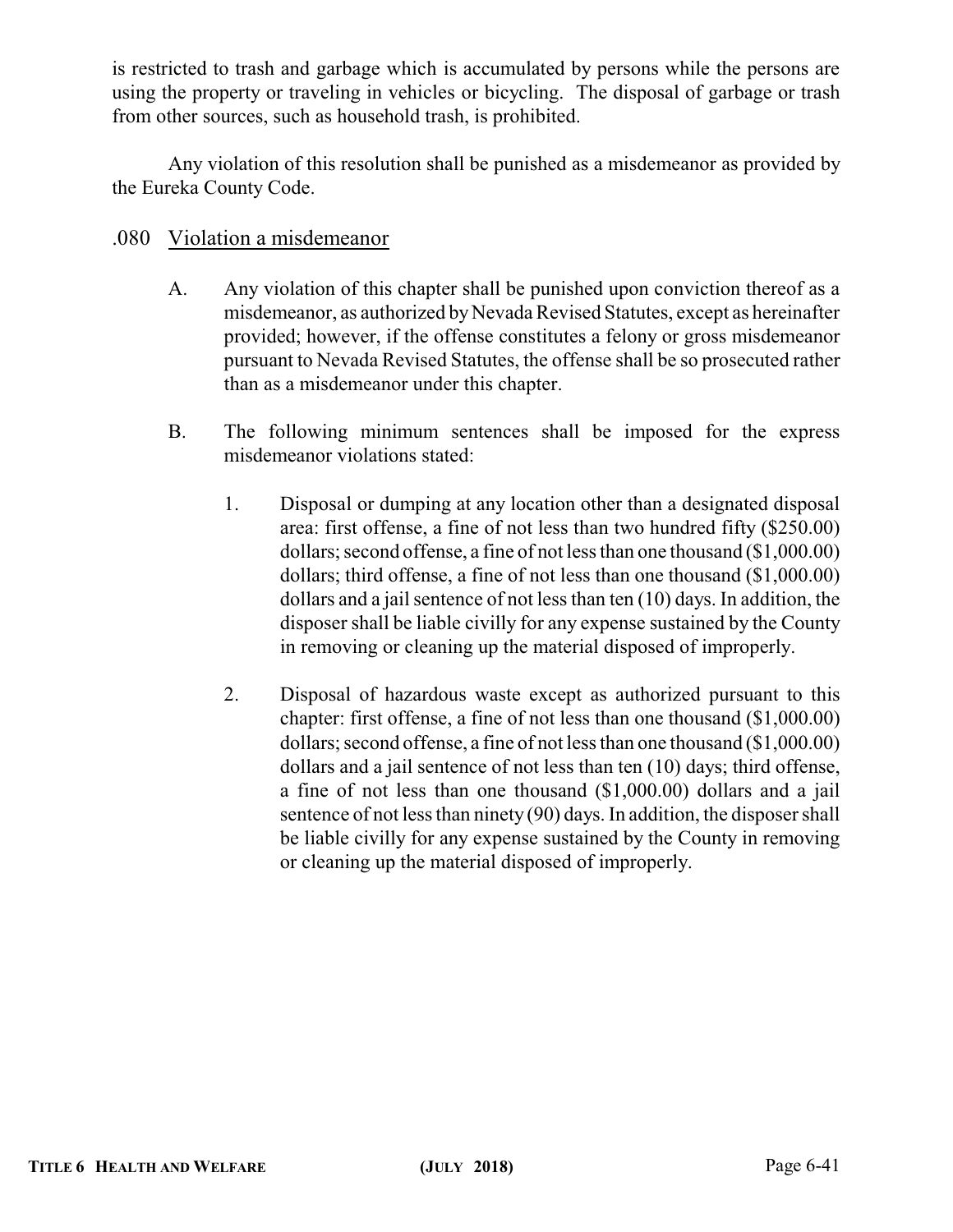is restricted to trash and garbage which is accumulated by persons while the persons are using the property or traveling in vehicles or bicycling. The disposal of garbage or trash from other sources, such as household trash, is prohibited.

Any violation of this resolution shall be punished as a misdemeanor as provided by the Eureka County Code.

### .080 Violation a misdemeanor

A. Any violation of this chapter shall be punished upon conviction thereof as a misdemeanor, as authorized by Nevada Revised Statutes, except as hereinafter provided; however, if the offense constitutes a felony or gross misdemeanor pursuant to Nevada Revised Statutes, the offense shall be so prosecuted rather than as a misdemeanor under this chapter.

B. The following minimum sentences shall be imposed for the express misdemeanor violations stated:

1. Disposal or dumping at any location other than a designated disposal area: first offense, a fine of not less than two hundred fifty ($250.00) dollars; second offense, a fine of not less than one thousand ($1,000.00) dollars; third offense, a fine of not less than one thousand ($1,000.00) dollars and a jail sentence of not less than ten (10) days. In addition, the disposer shall be liable civilly for any expense sustained by the County in removing or cleaning up the material disposed of improperly.

2. Disposal of hazardous waste except as authorized pursuant to this chapter: first offense, a fine of not less than one thousand ($1,000.00) dollars; second offense, a fine of not less than one thousand ($1,000.00) dollars and a jail sentence of not less than ten (10) days; third offense, a fine of not less than one thousand ($1,000.00) dollars and a jail sentence of not less than ninety (90) days. In addition, the disposer shall be liable civilly for any expense sustained by the County in removing or cleaning up the material disposed of improperly.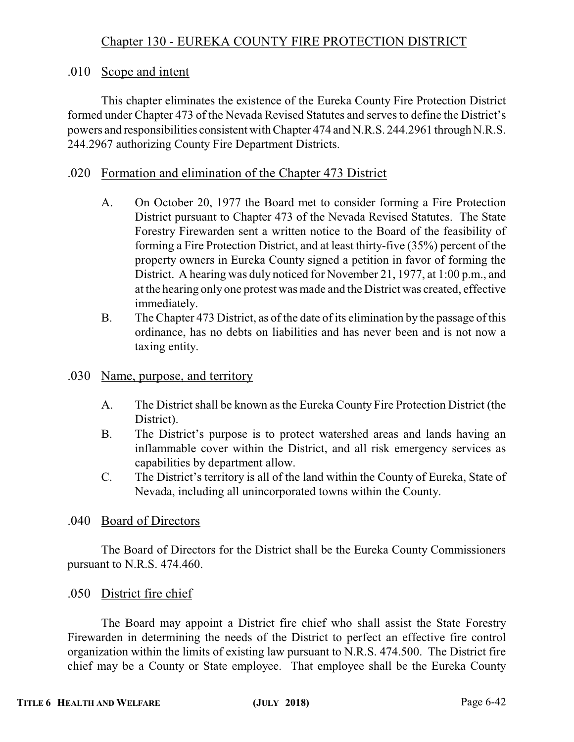## Chapter 130 - EUREKA COUNTY FIRE PROTECTION DISTRICT

### .010 Scope and intent

This chapter eliminates the existence of the Eureka County Fire Protection District formed under Chapter 473 of the Nevada Revised Statutes and serves to define the District's powers and responsibilities consistent with Chapter 474 and N.R.S. 244.2961 through N.R.S. 244.2967 authorizing County Fire Department Districts.

### .020 Formation and elimination of the Chapter 473 District

A. On October 20, 1977 the Board met to consider forming a Fire Protection District pursuant to Chapter 473 of the Nevada Revised Statutes. The State Forestry Firewarden sent a written notice to the Board of the feasibility of forming a Fire Protection District, and at least thirty-five (35%) percent of the property owners in Eureka County signed a petition in favor of forming the District. A hearing was duly noticed for November 21, 1977, at 1:00 p.m., and at the hearing only one protest was made and the District was created, effective immediately.

B. The Chapter 473 District, as of the date of its elimination by the passage of this ordinance, has no debts on liabilities and has never been and is not now a taxing entity.

### .030 Name, purpose, and territory

A. The District shall be known as the Eureka County Fire Protection District (the District).

B. The District's purpose is to protect watershed areas and lands having an inflammable cover within the District, and all risk emergency services as capabilities by department allow.

C. The District's territory is all of the land within the County of Eureka, State of Nevada, including all unincorporated towns within the County.

### .040 Board of Directors

The Board of Directors for the District shall be the Eureka County Commissioners pursuant to N.R.S. 474.460.

### .050 District fire chief

The Board may appoint a District fire chief who shall assist the State Forestry Firewarden in determining the needs of the District to perfect an effective fire control organization within the limits of existing law pursuant to N.R.S. 474.500. The District fire chief may be a County or State employee. That employee shall be the Eureka County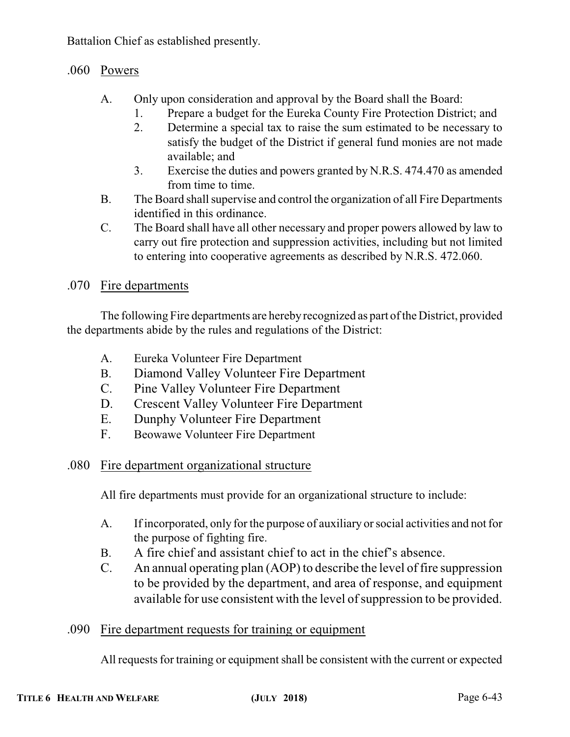Battalion Chief as established presently.

## .060 Powers

A. Only upon consideration and approval by the Board shall the Board:
   1. Prepare a budget for the Eureka County Fire Protection District; and
   2. Determine a special tax to raise the sum estimated to be necessary to satisfy the budget of the District if general fund monies are not made available; and
   3. Exercise the duties and powers granted by N.R.S. 474.470 as amended from time to time.

B. The Board shall supervise and control the organization of all Fire Departments identified in this ordinance.

C. The Board shall have all other necessary and proper powers allowed by law to carry out fire protection and suppression activities, including but not limited to entering into cooperative agreements as described by N.R.S. 472.060.

## .070 Fire departments

The following Fire departments are hereby recognized as part of the District, provided the departments abide by the rules and regulations of the District:

A. Eureka Volunteer Fire Department
B. Diamond Valley Volunteer Fire Department
C. Pine Valley Volunteer Fire Department
D. Crescent Valley Volunteer Fire Department
E. Dunphy Volunteer Fire Department
F. Beowawe Volunteer Fire Department

## .080 Fire department organizational structure

All fire departments must provide for an organizational structure to include:

A. If incorporated, only for the purpose of auxiliary or social activities and not for the purpose of fighting fire.
B. A fire chief and assistant chief to act in the chief's absence.
C. An annual operating plan (AOP) to describe the level of fire suppression to be provided by the department, and area of response, and equipment available for use consistent with the level of suppression to be provided.

## .090 Fire department requests for training or equipment

All requests for training or equipment shall be consistent with the current or expected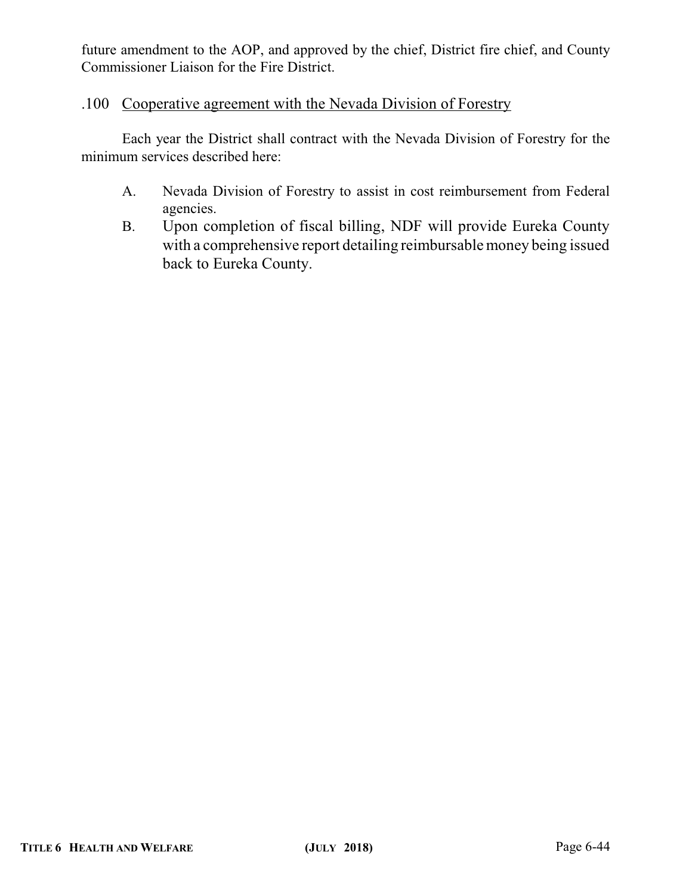future amendment to the AOP, and approved by the chief, District fire chief, and County Commissioner Liaison for the Fire District.

.100 Cooperative agreement with the Nevada Division of Forestry

Each year the District shall contract with the Nevada Division of Forestry for the minimum services described here:

A. Nevada Division of Forestry to assist in cost reimbursement from Federal agencies.

B. Upon completion of fiscal billing, NDF will provide Eureka County with a comprehensive report detailing reimbursable money being issued back to Eureka County.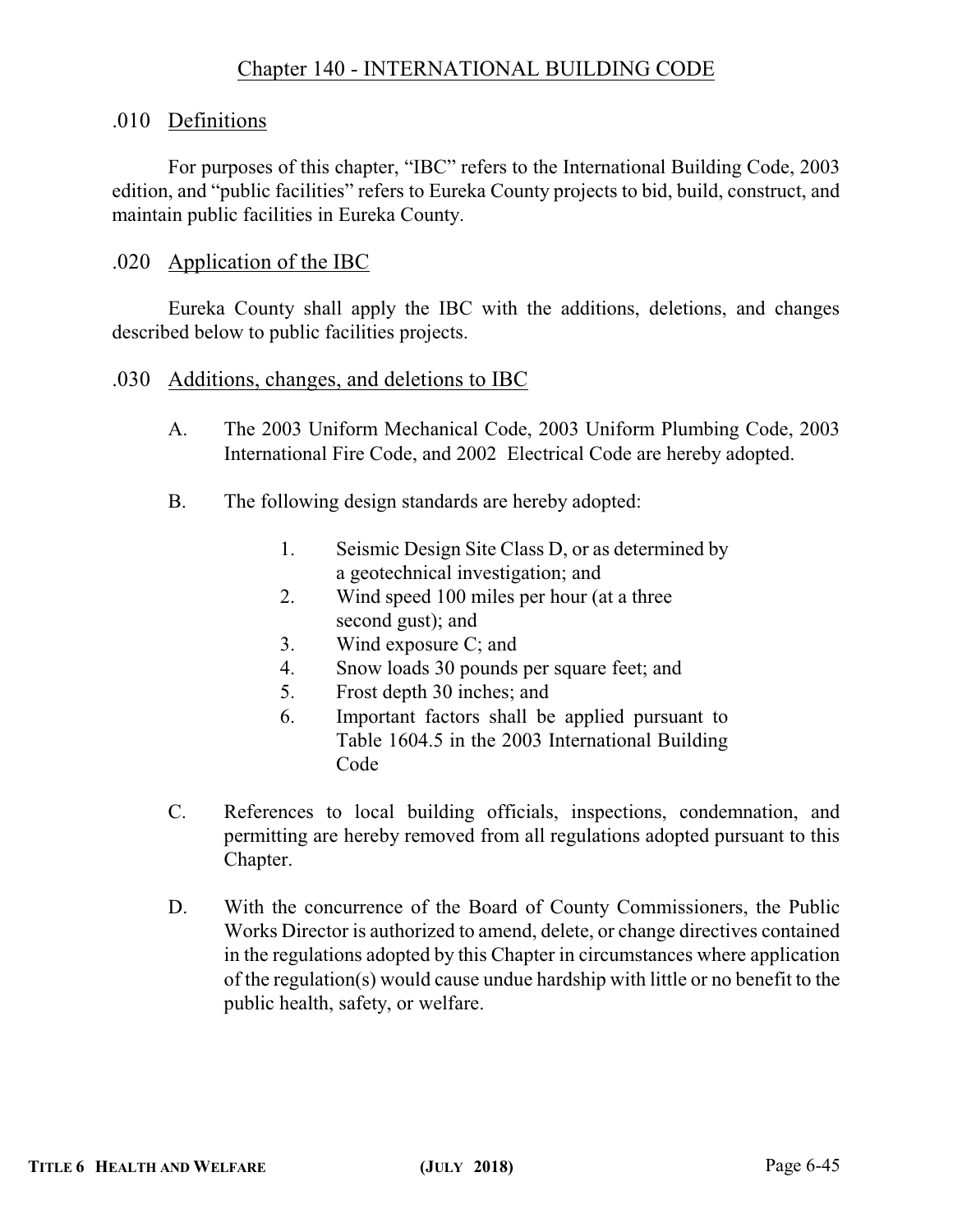# Chapter 140 - INTERNATIONAL BUILDING CODE

## .010 Definitions

For purposes of this chapter, "IBC" refers to the International Building Code, 2003 edition, and "public facilities" refers to Eureka County projects to bid, build, construct, and maintain public facilities in Eureka County.

## .020 Application of the IBC

Eureka County shall apply the IBC with the additions, deletions, and changes described below to public facilities projects.

## .030 Additions, changes, and deletions to IBC

A. The 2003 Uniform Mechanical Code, 2003 Uniform Plumbing Code, 2003 International Fire Code, and 2002 Electrical Code are hereby adopted.

B. The following design standards are hereby adopted:

1. Seismic Design Site Class D, or as determined by a geotechnical investigation; and
2. Wind speed 100 miles per hour (at a three second gust); and
3. Wind exposure C; and
4. Snow loads 30 pounds per square feet; and
5. Frost depth 30 inches; and
6. Important factors shall be applied pursuant to Table 1604.5 in the 2003 International Building Code

C. References to local building officials, inspections, condemnation, and permitting are hereby removed from all regulations adopted pursuant to this Chapter.

D. With the concurrence of the Board of County Commissioners, the Public Works Director is authorized to amend, delete, or change directives contained in the regulations adopted by this Chapter in circumstances where application of the regulation(s) would cause undue hardship with little or no benefit to the public health, safety, or welfare.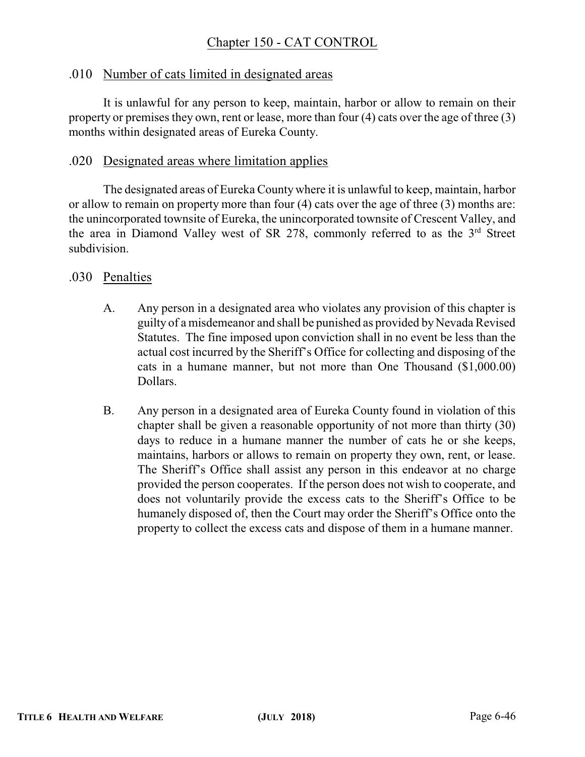# Chapter 150 - CAT CONTROL

## .010 Number of cats limited in designated areas

It is unlawful for any person to keep, maintain, harbor or allow to remain on their property or premises they own, rent or lease, more than four (4) cats over the age of three (3) months within designated areas of Eureka County.

## .020 Designated areas where limitation applies

The designated areas of Eureka County where it is unlawful to keep, maintain, harbor or allow to remain on property more than four (4) cats over the age of three (3) months are: the unincorporated townsite of Eureka, the unincorporated townsite of Crescent Valley, and the area in Diamond Valley west of SR 278, commonly referred to as the 3rd Street subdivision.

## .030 Penalties

A. Any person in a designated area who violates any provision of this chapter is guilty of a misdemeanor and shall be punished as provided by Nevada Revised Statutes. The fine imposed upon conviction shall in no event be less than the actual cost incurred by the Sheriff's Office for collecting and disposing of the cats in a humane manner, but not more than One Thousand ($1,000.00) Dollars.

B. Any person in a designated area of Eureka County found in violation of this chapter shall be given a reasonable opportunity of not more than thirty (30) days to reduce in a humane manner the number of cats he or she keeps, maintains, harbors or allows to remain on property they own, rent, or lease. The Sheriff's Office shall assist any person in this endeavor at no charge provided the person cooperates. If the person does not wish to cooperate, and does not voluntarily provide the excess cats to the Sheriff's Office to be humanely disposed of, then the Court may order the Sheriff's Office onto the property to collect the excess cats and dispose of them in a humane manner.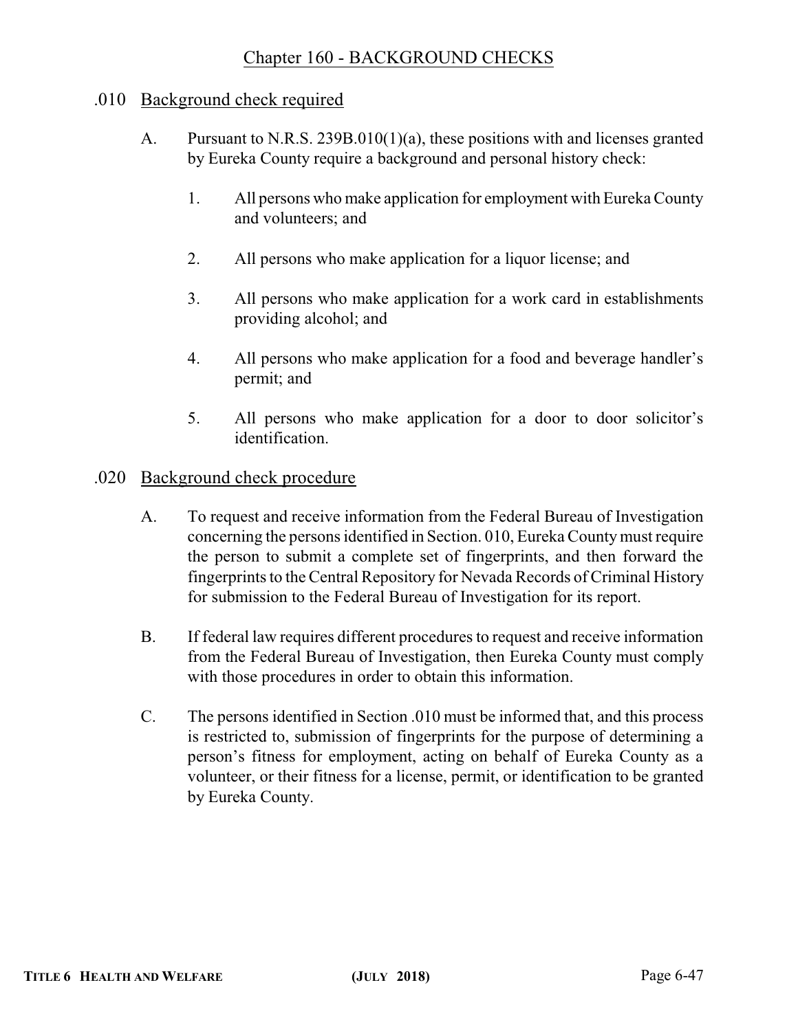# Chapter 160 - BACKGROUND CHECKS

## .010 Background check required

A. Pursuant to N.R.S. 239B.010(1)(a), these positions with and licenses granted by Eureka County require a background and personal history check:

1. All persons who make application for employment with Eureka County and volunteers; and

2. All persons who make application for a liquor license; and

3. All persons who make application for a work card in establishments providing alcohol; and

4. All persons who make application for a food and beverage handler's permit; and

5. All persons who make application for a door to door solicitor's identification.

## .020 Background check procedure

A. To request and receive information from the Federal Bureau of Investigation concerning the persons identified in Section. 010, Eureka County must require the person to submit a complete set of fingerprints, and then forward the fingerprints to the Central Repository for Nevada Records of Criminal History for submission to the Federal Bureau of Investigation for its report.

B. If federal law requires different procedures to request and receive information from the Federal Bureau of Investigation, then Eureka County must comply with those procedures in order to obtain this information.

C. The persons identified in Section .010 must be informed that, and this process is restricted to, submission of fingerprints for the purpose of determining a person's fitness for employment, acting on behalf of Eureka County as a volunteer, or their fitness for a license, permit, or identification to be granted by Eureka County.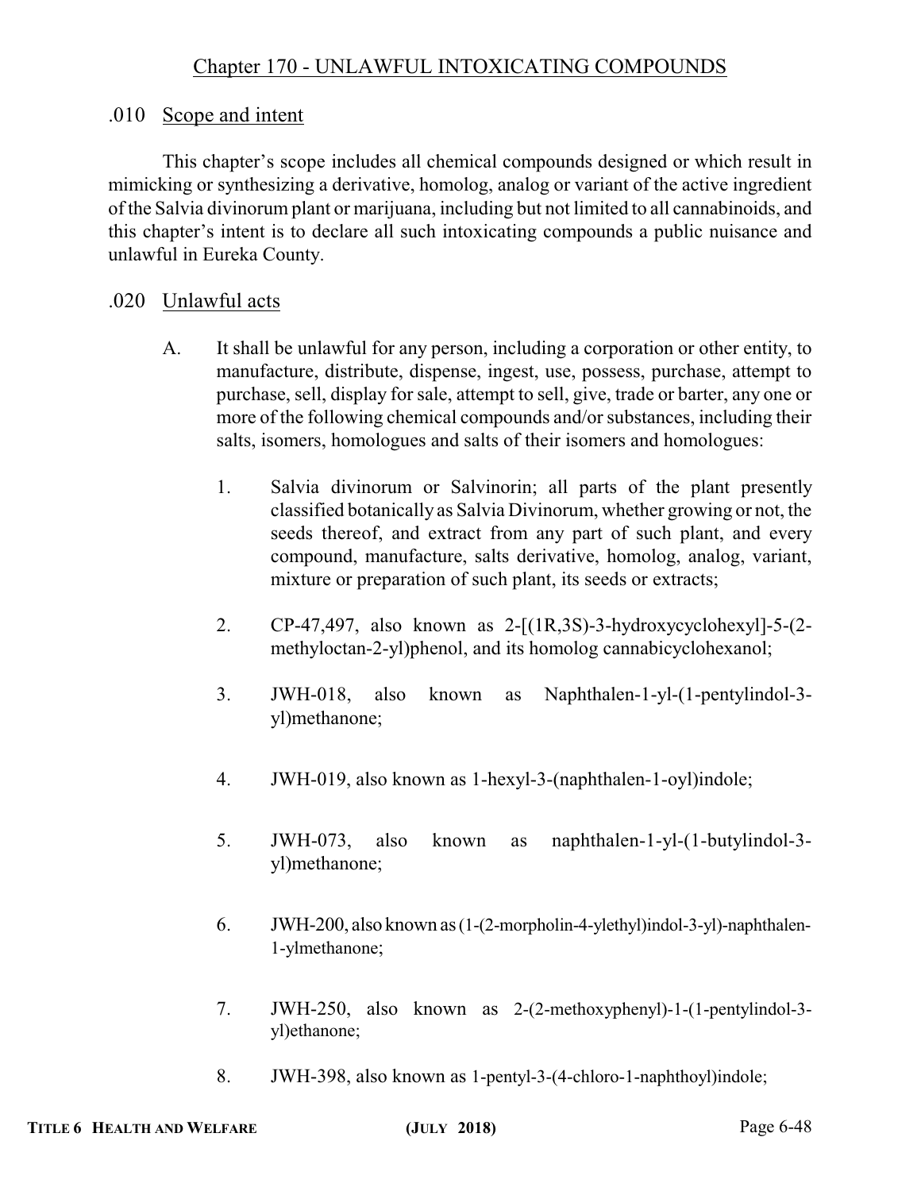# Chapter 170 - UNLAWFUL INTOXICATING COMPOUNDS

## .010 Scope and intent

This chapter's scope includes all chemical compounds designed or which result in mimicking or synthesizing a derivative, homolog, analog or variant of the active ingredient of the Salvia divinorum plant or marijuana, including but not limited to all cannabinoids, and this chapter's intent is to declare all such intoxicating compounds a public nuisance and unlawful in Eureka County.

## .020 Unlawful acts

A. It shall be unlawful for any person, including a corporation or other entity, to manufacture, distribute, dispense, ingest, use, possess, purchase, attempt to purchase, sell, display for sale, attempt to sell, give, trade or barter, any one or more of the following chemical compounds and/or substances, including their salts, isomers, homologues and salts of their isomers and homologues:

1. Salvia divinorum or Salvinorin; all parts of the plant presently classified botanically as Salvia Divinorum, whether growing or not, the seeds thereof, and extract from any part of such plant, and every compound, manufacture, salts derivative, homolog, analog, variant, mixture or preparation of such plant, its seeds or extracts;

2. CP-47,497, also known as 2-[(1R,3S)-3-hydroxycyclohexyl]-5-(2-methyloctan-2-yl)phenol, and its homolog cannabicyclohexanol;

3. JWH-018, also known as Naphthalen-1-yl-(1-pentylindol-3-yl)methanone;

4. JWH-019, also known as 1-hexyl-3-(naphthalen-1-oyl)indole;

5. JWH-073, also known as naphthalen-1-yl-(1-butylindol-3-yl)methanone;

6. JWH-200, also known as (1-(2-morpholin-4-ylethyl)indol-3-yl)-naphthalen-1-ylmethanone;

7. JWH-250, also known as 2-(2-methoxyphenyl)-1-(1-pentylindol-3-yl)ethanone;

8. JWH-398, also known as 1-pentyl-3-(4-chloro-1-naphthoyl)indole;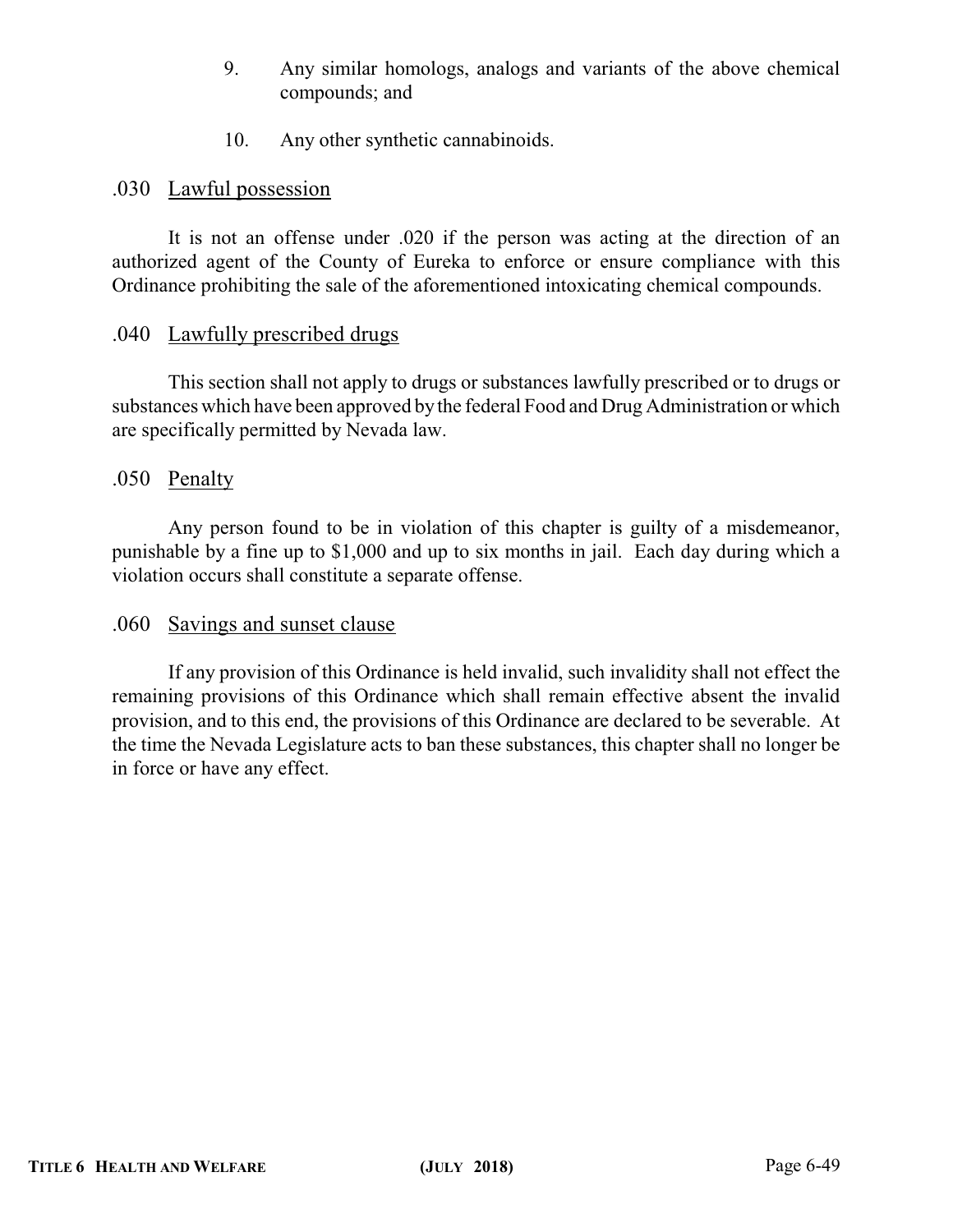9. Any similar homologs, analogs and variants of the above chemical compounds; and

10. Any other synthetic cannabinoids.

### .030 Lawful possession

It is not an offense under .020 if the person was acting at the direction of an authorized agent of the County of Eureka to enforce or ensure compliance with this Ordinance prohibiting the sale of the aforementioned intoxicating chemical compounds.

### .040 Lawfully prescribed drugs

This section shall not apply to drugs or substances lawfully prescribed or to drugs or substances which have been approved by the federal Food and Drug Administration or which are specifically permitted by Nevada law.

### .050 Penalty

Any person found to be in violation of this chapter is guilty of a misdemeanor, punishable by a fine up to $1,000 and up to six months in jail. Each day during which a violation occurs shall constitute a separate offense.

### .060 Savings and sunset clause

If any provision of this Ordinance is held invalid, such invalidity shall not effect the remaining provisions of this Ordinance which shall remain effective absent the invalid provision, and to this end, the provisions of this Ordinance are declared to be severable. At the time the Nevada Legislature acts to ban these substances, this chapter shall no longer be in force or have any effect.